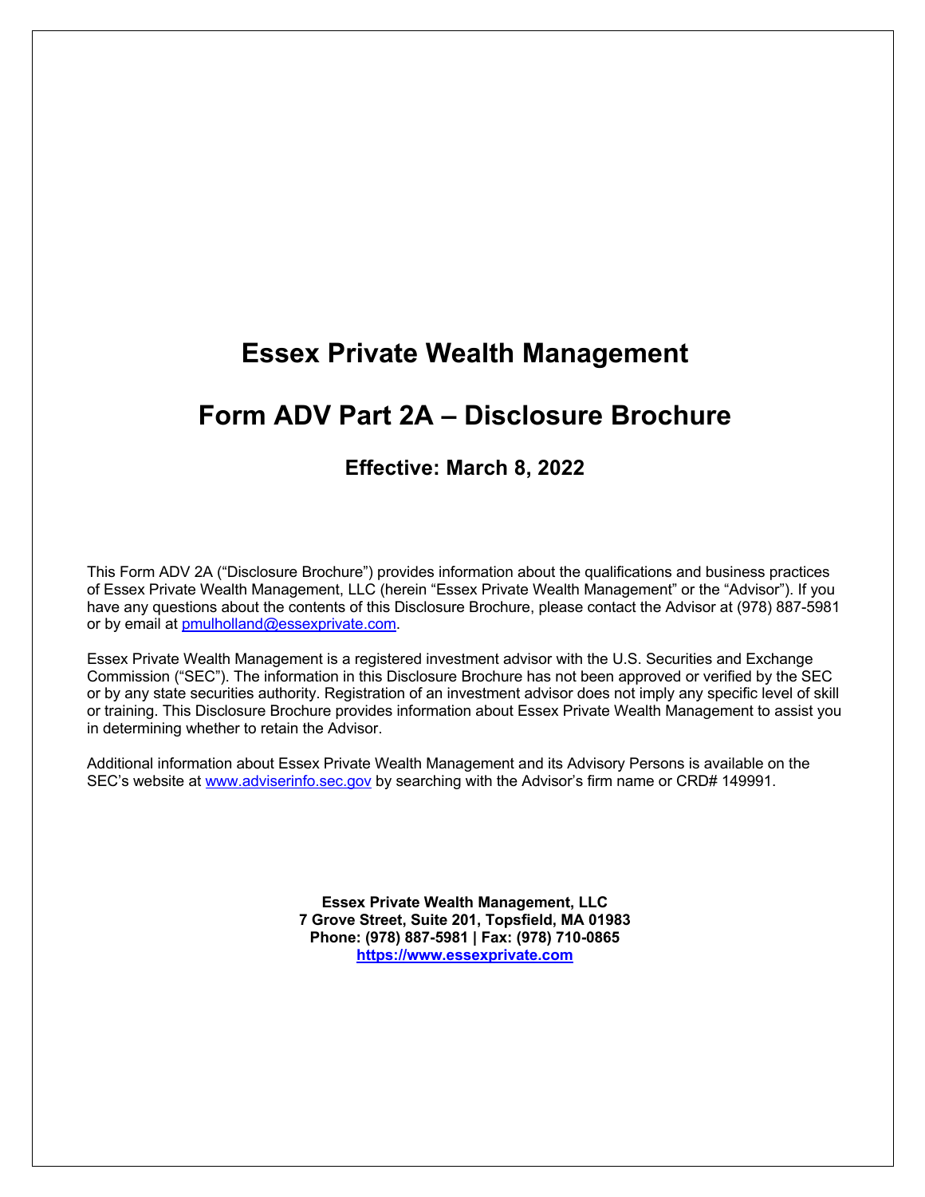# Essex Private Wealth Management

# Form ADV Part 2A – Disclosure Brochure

### Effective: March 8, 2022

This Form ADV 2A ("Disclosure Brochure") provides information about the qualifications and business practices of Essex Private Wealth Management, LLC (herein "Essex Private Wealth Management" or the "Advisor"). If you have any questions about the contents of this Disclosure Brochure, please contact the Advisor at (978) 887-5981 or by email at [pmulholland@essexprivate.com](mailto:pmulholland@essexprivate.com).

Essex Private Wealth Management is a registered investment advisor with the U.S. Securities and Exchange Commission ("SEC"). The information in this Disclosure Brochure has not been approved or verified by the SEC or by any state securities authority. Registration of an investment advisor does not imply any specific level of skill or training. This Disclosure Brochure provides information about Essex Private Wealth Management to assist you in determining whether to retain the Advisor.

Additional information about Essex Private Wealth Management and its Advisory Persons is available on the SEC's website at [www.adviserinfo.sec.gov](http://www.adviserinfo.sec.gov) by searching with the Advisor's firm name or CRD# 149991.

**Essex Private Wealth Management, LLC**
**7 Grove Street, Suite 201, Topsfield, MA 01983**
**Phone: (978) 887-5981 | Fax: (978) 710-0865**
**[https://www.essexprivate.com](https://www.essexprivate.com)**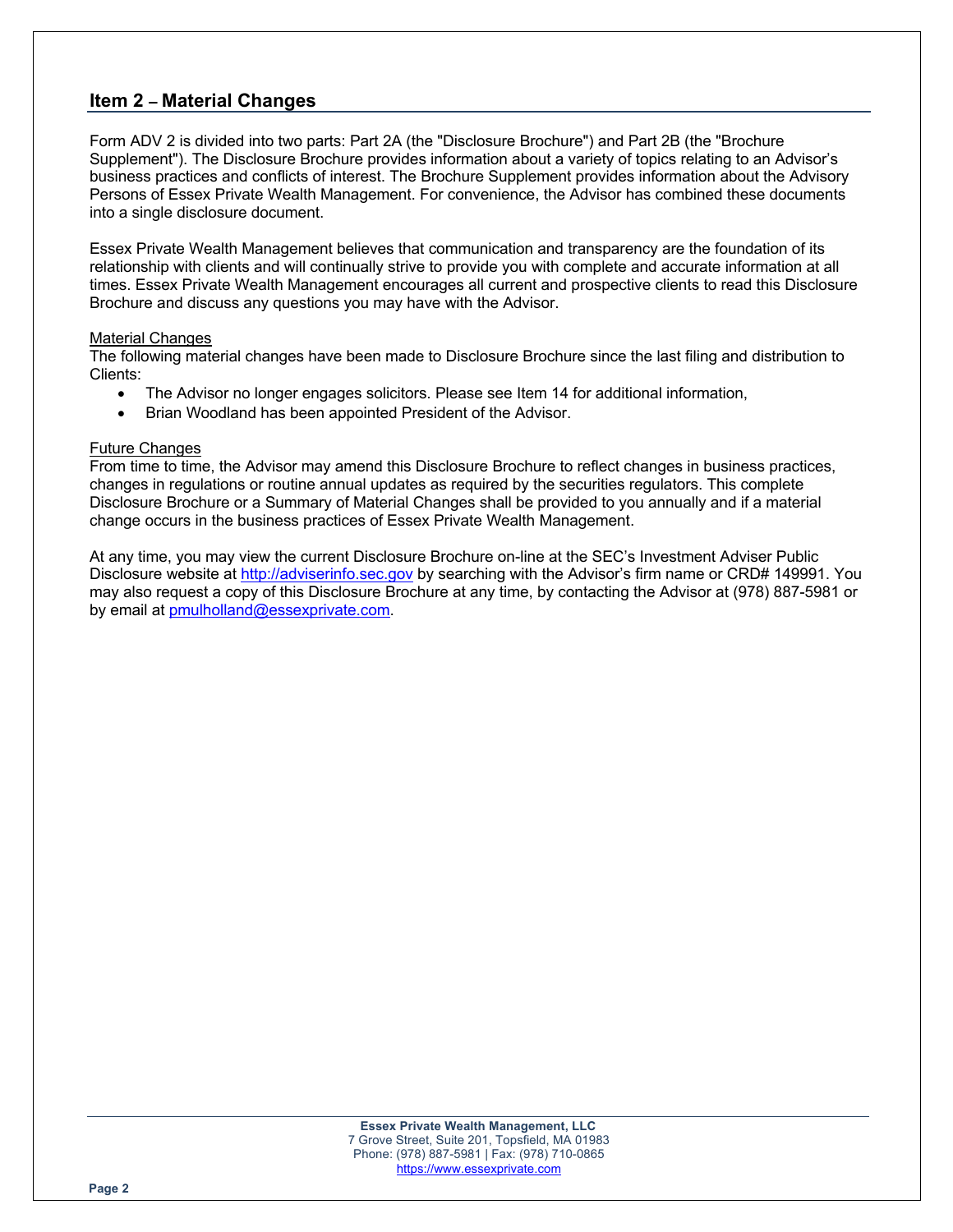## Item 2 – Material Changes

Form ADV 2 is divided into two parts: Part 2A (the "Disclosure Brochure") and Part 2B (the "Brochure Supplement"). The Disclosure Brochure provides information about a variety of topics relating to an Advisor's business practices and conflicts of interest. The Brochure Supplement provides information about the Advisory Persons of Essex Private Wealth Management. For convenience, the Advisor has combined these documents into a single disclosure document.

Essex Private Wealth Management believes that communication and transparency are the foundation of its relationship with clients and will continually strive to provide you with complete and accurate information at all times. Essex Private Wealth Management encourages all current and prospective clients to read this Disclosure Brochure and discuss any questions you may have with the Advisor.

Material Changes

The following material changes have been made to Disclosure Brochure since the last filing and distribution to Clients:

- The Advisor no longer engages solicitors. Please see Item 14 for additional information,
- Brian Woodland has been appointed President of the Advisor.

Future Changes

From time to time, the Advisor may amend this Disclosure Brochure to reflect changes in business practices, changes in regulations or routine annual updates as required by the securities regulators. This complete Disclosure Brochure or a Summary of Material Changes shall be provided to you annually and if a material change occurs in the business practices of Essex Private Wealth Management.

At any time, you may view the current Disclosure Brochure on-line at the SEC's Investment Adviser Public Disclosure website at http://adviserinfo.sec.gov by searching with the Advisor's firm name or CRD# 149991. You may also request a copy of this Disclosure Brochure at any time, by contacting the Advisor at (978) 887-5981 or by email at pmulholland@essexprivate.com.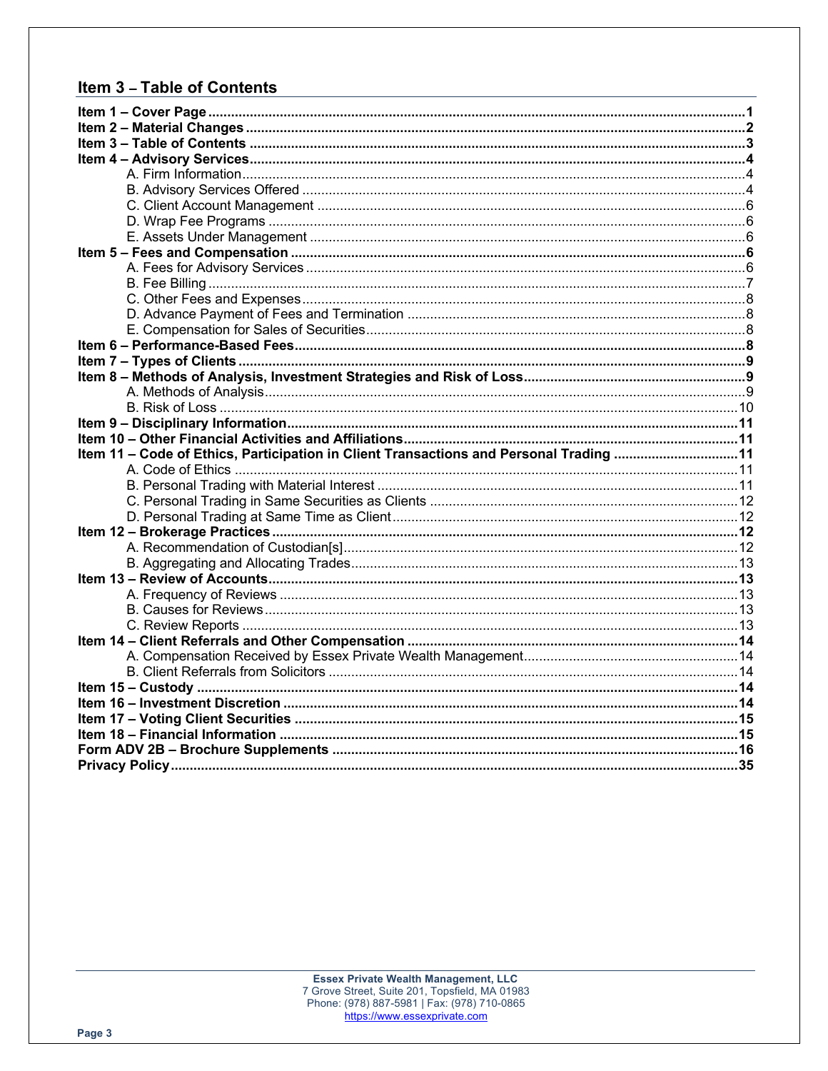## Item 3 – Table of Contents

**Item 1 – Cover Page** .......... **1**
**Item 2 – Material Changes** .......... **2**
**Item 3 – Table of Contents** .......... **3**
**Item 4 – Advisory Services** .......... **4**
- A. Firm Information .......... 4
- B. Advisory Services Offered .......... 4
- C. Client Account Management .......... 6
- D. Wrap Fee Programs .......... 6
- E. Assets Under Management .......... 6

**Item 5 – Fees and Compensation** .......... **6**
- A. Fees for Advisory Services .......... 6
- B. Fee Billing .......... 7
- C. Other Fees and Expenses .......... 8
- D. Advance Payment of Fees and Termination .......... 8
- E. Compensation for Sales of Securities .......... 8

**Item 6 – Performance-Based Fees** .......... **8**
**Item 7 – Types of Clients** .......... **9**
**Item 8 – Methods of Analysis, Investment Strategies and Risk of Loss** .......... **9**
- A. Methods of Analysis .......... 9
- B. Risk of Loss .......... 10

**Item 9 – Disciplinary Information** .......... **11**
**Item 10 – Other Financial Activities and Affiliations** .......... **11**
**Item 11 – Code of Ethics, Participation in Client Transactions and Personal Trading** .......... **11**
- A. Code of Ethics .......... 11
- B. Personal Trading with Material Interest .......... 11
- C. Personal Trading in Same Securities as Clients .......... 12
- D. Personal Trading at Same Time as Client .......... 12

**Item 12 – Brokerage Practices** .......... **12**
- A. Recommendation of Custodian[s] .......... 12
- B. Aggregating and Allocating Trades .......... 13

**Item 13 – Review of Accounts** .......... **13**
- A. Frequency of Reviews .......... 13
- B. Causes for Reviews .......... 13
- C. Review Reports .......... 13

**Item 14 – Client Referrals and Other Compensation** .......... **14**
- A. Compensation Received by Essex Private Wealth Management .......... 14
- B. Client Referrals from Solicitors .......... 14

**Item 15 – Custody** .......... **14**
**Item 16 – Investment Discretion** .......... **14**
**Item 17 – Voting Client Securities** .......... **15**
**Item 18 – Financial Information** .......... **15**
**Form ADV 2B – Brochure Supplements** .......... **16**
**Privacy Policy** .......... **35**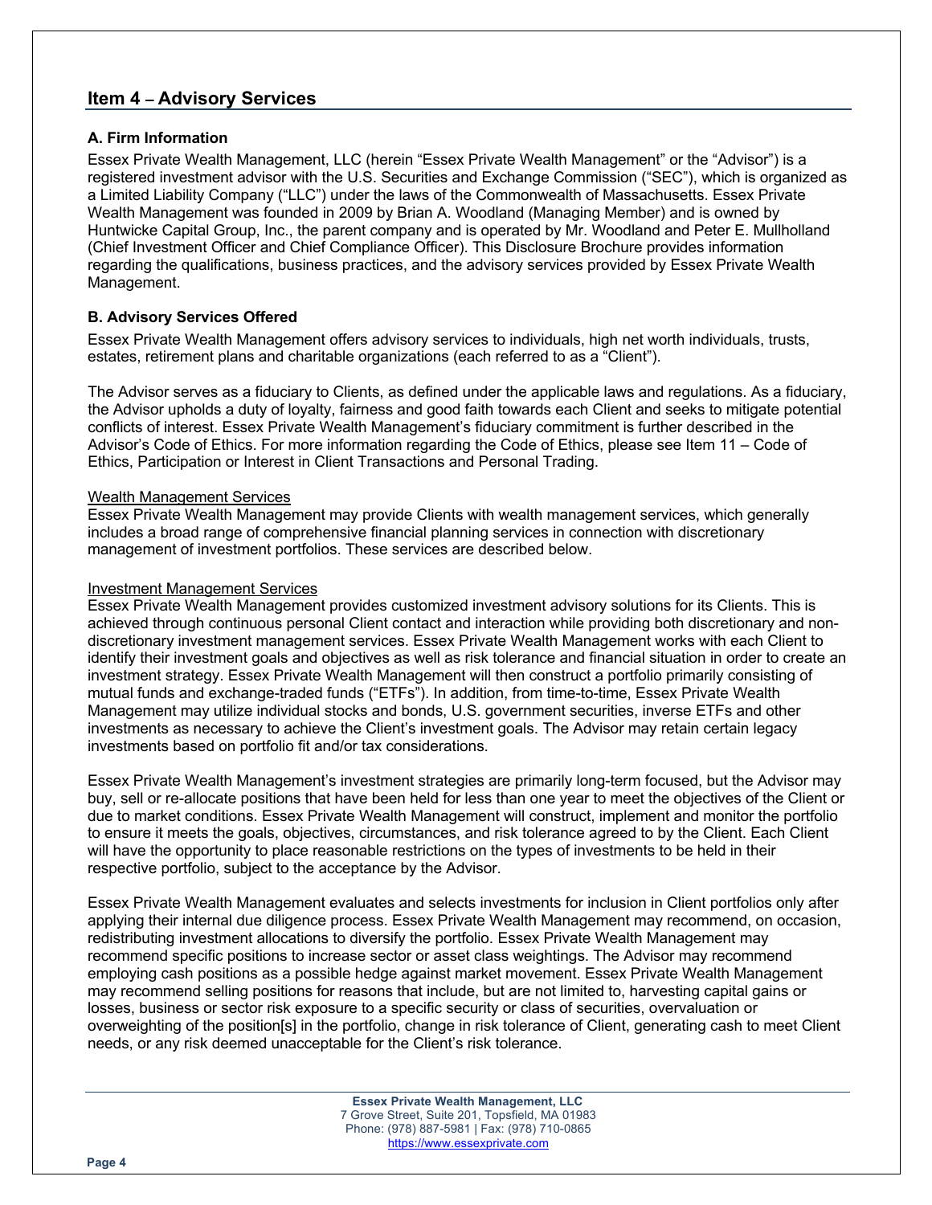## Item 4 – Advisory Services

### A. Firm Information

Essex Private Wealth Management, LLC (herein "Essex Private Wealth Management" or the "Advisor") is a registered investment advisor with the U.S. Securities and Exchange Commission ("SEC"), which is organized as a Limited Liability Company ("LLC") under the laws of the Commonwealth of Massachusetts. Essex Private Wealth Management was founded in 2009 by Brian A. Woodland (Managing Member) and is owned by Huntwicke Capital Group, Inc., the parent company and is operated by Mr. Woodland and Peter E. Mullholland (Chief Investment Officer and Chief Compliance Officer). This Disclosure Brochure provides information regarding the qualifications, business practices, and the advisory services provided by Essex Private Wealth Management.

### B. Advisory Services Offered

Essex Private Wealth Management offers advisory services to individuals, high net worth individuals, trusts, estates, retirement plans and charitable organizations (each referred to as a "Client").

The Advisor serves as a fiduciary to Clients, as defined under the applicable laws and regulations. As a fiduciary, the Advisor upholds a duty of loyalty, fairness and good faith towards each Client and seeks to mitigate potential conflicts of interest. Essex Private Wealth Management's fiduciary commitment is further described in the Advisor's Code of Ethics. For more information regarding the Code of Ethics, please see Item 11 – Code of Ethics, Participation or Interest in Client Transactions and Personal Trading.

Wealth Management Services

Essex Private Wealth Management may provide Clients with wealth management services, which generally includes a broad range of comprehensive financial planning services in connection with discretionary management of investment portfolios. These services are described below.

Investment Management Services

Essex Private Wealth Management provides customized investment advisory solutions for its Clients. This is achieved through continuous personal Client contact and interaction while providing both discretionary and non-discretionary investment management services. Essex Private Wealth Management works with each Client to identify their investment goals and objectives as well as risk tolerance and financial situation in order to create an investment strategy. Essex Private Wealth Management will then construct a portfolio primarily consisting of mutual funds and exchange-traded funds ("ETFs"). In addition, from time-to-time, Essex Private Wealth Management may utilize individual stocks and bonds, U.S. government securities, inverse ETFs and other investments as necessary to achieve the Client's investment goals. The Advisor may retain certain legacy investments based on portfolio fit and/or tax considerations.

Essex Private Wealth Management's investment strategies are primarily long-term focused, but the Advisor may buy, sell or re-allocate positions that have been held for less than one year to meet the objectives of the Client or due to market conditions. Essex Private Wealth Management will construct, implement and monitor the portfolio to ensure it meets the goals, objectives, circumstances, and risk tolerance agreed to by the Client. Each Client will have the opportunity to place reasonable restrictions on the types of investments to be held in their respective portfolio, subject to the acceptance by the Advisor.

Essex Private Wealth Management evaluates and selects investments for inclusion in Client portfolios only after applying their internal due diligence process. Essex Private Wealth Management may recommend, on occasion, redistributing investment allocations to diversify the portfolio. Essex Private Wealth Management may recommend specific positions to increase sector or asset class weightings. The Advisor may recommend employing cash positions as a possible hedge against market movement. Essex Private Wealth Management may recommend selling positions for reasons that include, but are not limited to, harvesting capital gains or losses, business or sector risk exposure to a specific security or class of securities, overvaluation or overweighting of the position[s] in the portfolio, change in risk tolerance of Client, generating cash to meet Client needs, or any risk deemed unacceptable for the Client's risk tolerance.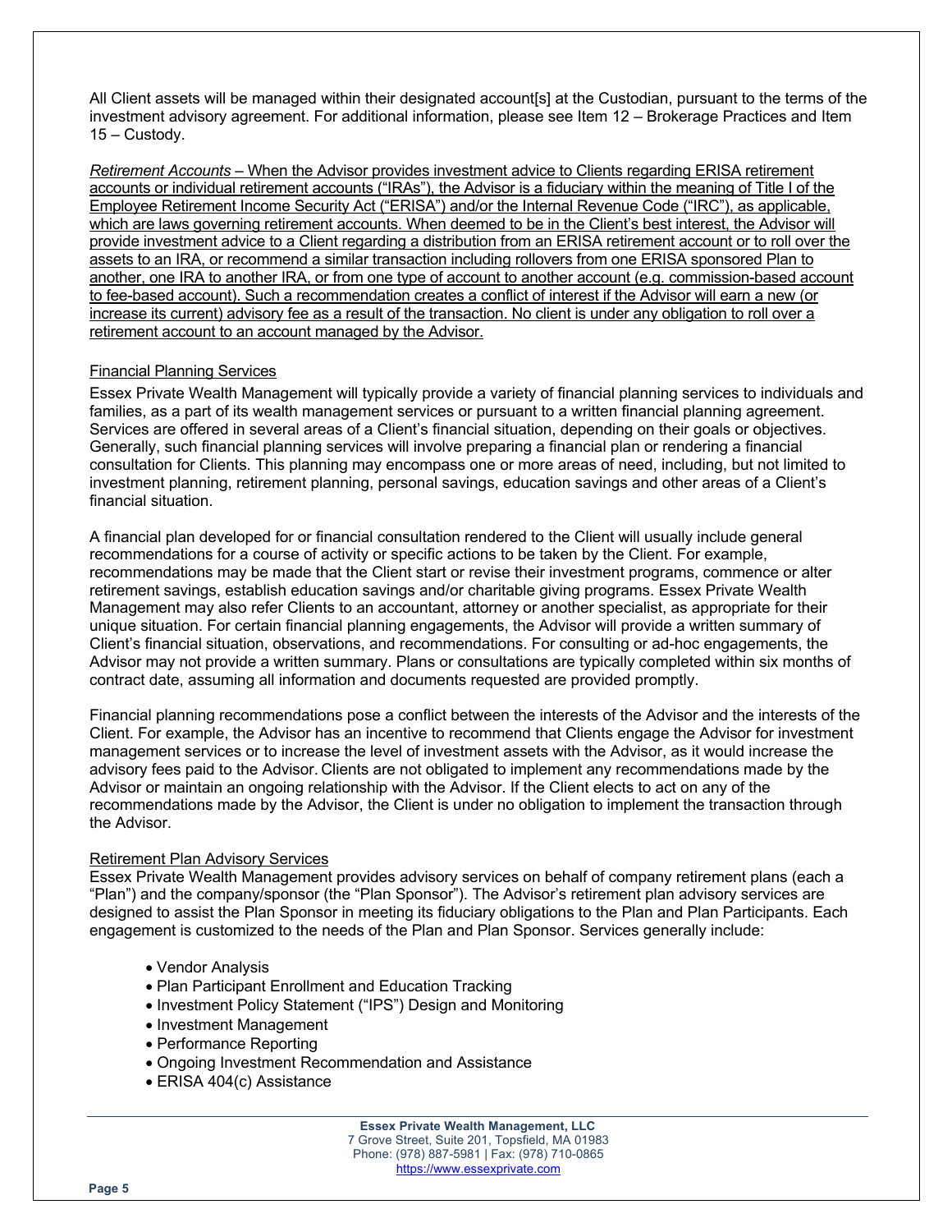All Client assets will be managed within their designated account[s] at the Custodian, pursuant to the terms of the investment advisory agreement. For additional information, please see Item 12 – Brokerage Practices and Item 15 – Custody.

*Retirement Accounts* – When the Advisor provides investment advice to Clients regarding ERISA retirement accounts or individual retirement accounts ("IRAs"), the Advisor is a fiduciary within the meaning of Title I of the Employee Retirement Income Security Act ("ERISA") and/or the Internal Revenue Code ("IRC"), as applicable, which are laws governing retirement accounts. When deemed to be in the Client's best interest, the Advisor will provide investment advice to a Client regarding a distribution from an ERISA retirement account or to roll over the assets to an IRA, or recommend a similar transaction including rollovers from one ERISA sponsored Plan to another, one IRA to another IRA, or from one type of account to another account (e.g. commission-based account to fee-based account). Such a recommendation creates a conflict of interest if the Advisor will earn a new (or increase its current) advisory fee as a result of the transaction. No client is under any obligation to roll over a retirement account to an account managed by the Advisor.

### Financial Planning Services

Essex Private Wealth Management will typically provide a variety of financial planning services to individuals and families, as a part of its wealth management services or pursuant to a written financial planning agreement. Services are offered in several areas of a Client's financial situation, depending on their goals or objectives. Generally, such financial planning services will involve preparing a financial plan or rendering a financial consultation for Clients. This planning may encompass one or more areas of need, including, but not limited to investment planning, retirement planning, personal savings, education savings and other areas of a Client's financial situation.

A financial plan developed for or financial consultation rendered to the Client will usually include general recommendations for a course of activity or specific actions to be taken by the Client. For example, recommendations may be made that the Client start or revise their investment programs, commence or alter retirement savings, establish education savings and/or charitable giving programs. Essex Private Wealth Management may also refer Clients to an accountant, attorney or another specialist, as appropriate for their unique situation. For certain financial planning engagements, the Advisor will provide a written summary of Client's financial situation, observations, and recommendations. For consulting or ad-hoc engagements, the Advisor may not provide a written summary. Plans or consultations are typically completed within six months of contract date, assuming all information and documents requested are provided promptly.

Financial planning recommendations pose a conflict between the interests of the Advisor and the interests of the Client. For example, the Advisor has an incentive to recommend that Clients engage the Advisor for investment management services or to increase the level of investment assets with the Advisor, as it would increase the advisory fees paid to the Advisor. Clients are not obligated to implement any recommendations made by the Advisor or maintain an ongoing relationship with the Advisor. If the Client elects to act on any of the recommendations made by the Advisor, the Client is under no obligation to implement the transaction through the Advisor.

### Retirement Plan Advisory Services

Essex Private Wealth Management provides advisory services on behalf of company retirement plans (each a "Plan") and the company/sponsor (the "Plan Sponsor"). The Advisor's retirement plan advisory services are designed to assist the Plan Sponsor in meeting its fiduciary obligations to the Plan and Plan Participants. Each engagement is customized to the needs of the Plan and Plan Sponsor. Services generally include:

- Vendor Analysis
- Plan Participant Enrollment and Education Tracking
- Investment Policy Statement ("IPS") Design and Monitoring
- Investment Management
- Performance Reporting
- Ongoing Investment Recommendation and Assistance
- ERISA 404(c) Assistance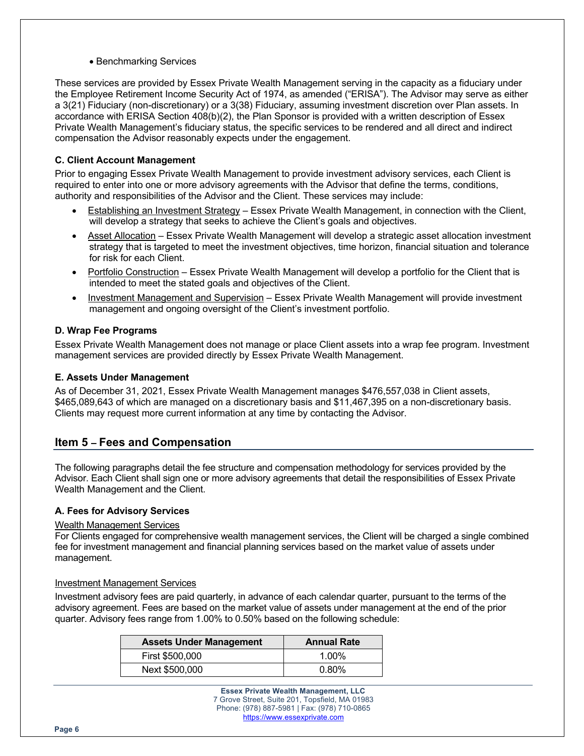- Benchmarking Services

These services are provided by Essex Private Wealth Management serving in the capacity as a fiduciary under the Employee Retirement Income Security Act of 1974, as amended ("ERISA"). The Advisor may serve as either a 3(21) Fiduciary (non-discretionary) or a 3(38) Fiduciary, assuming investment discretion over Plan assets. In accordance with ERISA Section 408(b)(2), the Plan Sponsor is provided with a written description of Essex Private Wealth Management's fiduciary status, the specific services to be rendered and all direct and indirect compensation the Advisor reasonably expects under the engagement.

### C. Client Account Management

Prior to engaging Essex Private Wealth Management to provide investment advisory services, each Client is required to enter into one or more advisory agreements with the Advisor that define the terms, conditions, authority and responsibilities of the Advisor and the Client. These services may include:

- Establishing an Investment Strategy – Essex Private Wealth Management, in connection with the Client, will develop a strategy that seeks to achieve the Client's goals and objectives.
- Asset Allocation – Essex Private Wealth Management will develop a strategic asset allocation investment strategy that is targeted to meet the investment objectives, time horizon, financial situation and tolerance for risk for each Client.
- Portfolio Construction – Essex Private Wealth Management will develop a portfolio for the Client that is intended to meet the stated goals and objectives of the Client.
- Investment Management and Supervision – Essex Private Wealth Management will provide investment management and ongoing oversight of the Client's investment portfolio.

### D. Wrap Fee Programs

Essex Private Wealth Management does not manage or place Client assets into a wrap fee program. Investment management services are provided directly by Essex Private Wealth Management.

### E. Assets Under Management

As of December 31, 2021, Essex Private Wealth Management manages $476,557,038 in Client assets, $465,089,643 of which are managed on a discretionary basis and $11,467,395 on a non-discretionary basis. Clients may request more current information at any time by contacting the Advisor.

## Item 5 – Fees and Compensation

The following paragraphs detail the fee structure and compensation methodology for services provided by the Advisor. Each Client shall sign one or more advisory agreements that detail the responsibilities of Essex Private Wealth Management and the Client.

### A. Fees for Advisory Services

Wealth Management Services

For Clients engaged for comprehensive wealth management services, the Client will be charged a single combined fee for investment management and financial planning services based on the market value of assets under management.

Investment Management Services

Investment advisory fees are paid quarterly, in advance of each calendar quarter, pursuant to the terms of the advisory agreement. Fees are based on the market value of assets under management at the end of the prior quarter. Advisory fees range from 1.00% to 0.50% based on the following schedule:

| Assets Under Management | Annual Rate |
|---|---|
| First $500,000 | 1.00% |
| Next $500,000 | 0.80% |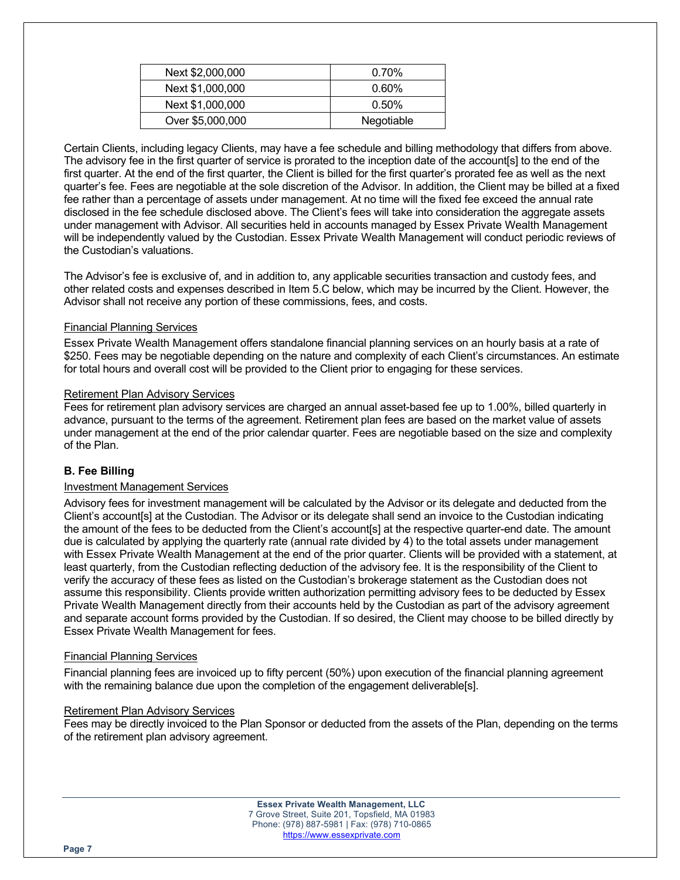| Next $2,000,000 | 0.70% |
| --- | --- |
| Next $1,000,000 | 0.60% |
| Next $1,000,000 | 0.50% |
| Over $5,000,000 | Negotiable |

Certain Clients, including legacy Clients, may have a fee schedule and billing methodology that differs from above. The advisory fee in the first quarter of service is prorated to the inception date of the account[s] to the end of the first quarter. At the end of the first quarter, the Client is billed for the first quarter's prorated fee as well as the next quarter's fee. Fees are negotiable at the sole discretion of the Advisor. In addition, the Client may be billed at a fixed fee rather than a percentage of assets under management. At no time will the fixed fee exceed the annual rate disclosed in the fee schedule disclosed above. The Client's fees will take into consideration the aggregate assets under management with Advisor. All securities held in accounts managed by Essex Private Wealth Management will be independently valued by the Custodian. Essex Private Wealth Management will conduct periodic reviews of the Custodian's valuations.

The Advisor's fee is exclusive of, and in addition to, any applicable securities transaction and custody fees, and other related costs and expenses described in Item 5.C below, which may be incurred by the Client. However, the Advisor shall not receive any portion of these commissions, fees, and costs.

Financial Planning Services

Essex Private Wealth Management offers standalone financial planning services on an hourly basis at a rate of $250. Fees may be negotiable depending on the nature and complexity of each Client's circumstances. An estimate for total hours and overall cost will be provided to the Client prior to engaging for these services.

Retirement Plan Advisory Services

Fees for retirement plan advisory services are charged an annual asset-based fee up to 1.00%, billed quarterly in advance, pursuant to the terms of the agreement. Retirement plan fees are based on the market value of assets under management at the end of the prior calendar quarter. Fees are negotiable based on the size and complexity of the Plan.

### B. Fee Billing

Investment Management Services

Advisory fees for investment management will be calculated by the Advisor or its delegate and deducted from the Client's account[s] at the Custodian. The Advisor or its delegate shall send an invoice to the Custodian indicating the amount of the fees to be deducted from the Client's account[s] at the respective quarter-end date. The amount due is calculated by applying the quarterly rate (annual rate divided by 4) to the total assets under management with Essex Private Wealth Management at the end of the prior quarter. Clients will be provided with a statement, at least quarterly, from the Custodian reflecting deduction of the advisory fee. It is the responsibility of the Client to verify the accuracy of these fees as listed on the Custodian's brokerage statement as the Custodian does not assume this responsibility. Clients provide written authorization permitting advisory fees to be deducted by Essex Private Wealth Management directly from their accounts held by the Custodian as part of the advisory agreement and separate account forms provided by the Custodian. If so desired, the Client may choose to be billed directly by Essex Private Wealth Management for fees.

Financial Planning Services

Financial planning fees are invoiced up to fifty percent (50%) upon execution of the financial planning agreement with the remaining balance due upon the completion of the engagement deliverable[s].

Retirement Plan Advisory Services

Fees may be directly invoiced to the Plan Sponsor or deducted from the assets of the Plan, depending on the terms of the retirement plan advisory agreement.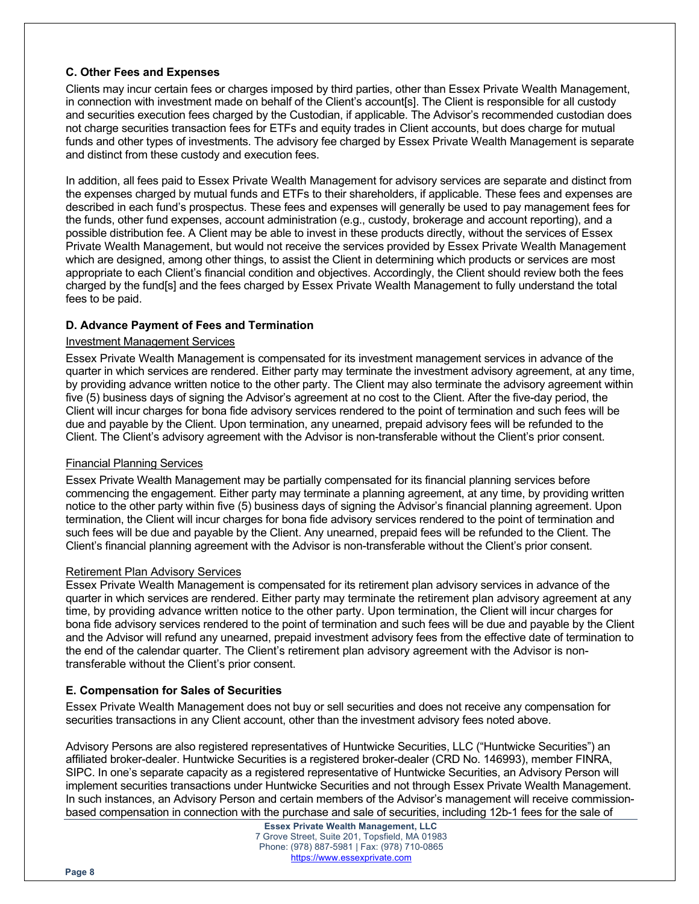### C. Other Fees and Expenses

Clients may incur certain fees or charges imposed by third parties, other than Essex Private Wealth Management, in connection with investment made on behalf of the Client's account[s]. The Client is responsible for all custody and securities execution fees charged by the Custodian, if applicable. The Advisor's recommended custodian does not charge securities transaction fees for ETFs and equity trades in Client accounts, but does charge for mutual funds and other types of investments. The advisory fee charged by Essex Private Wealth Management is separate and distinct from these custody and execution fees.

In addition, all fees paid to Essex Private Wealth Management for advisory services are separate and distinct from the expenses charged by mutual funds and ETFs to their shareholders, if applicable. These fees and expenses are described in each fund's prospectus. These fees and expenses will generally be used to pay management fees for the funds, other fund expenses, account administration (e.g., custody, brokerage and account reporting), and a possible distribution fee. A Client may be able to invest in these products directly, without the services of Essex Private Wealth Management, but would not receive the services provided by Essex Private Wealth Management which are designed, among other things, to assist the Client in determining which products or services are most appropriate to each Client's financial condition and objectives. Accordingly, the Client should review both the fees charged by the fund[s] and the fees charged by Essex Private Wealth Management to fully understand the total fees to be paid.

### D. Advance Payment of Fees and Termination

Investment Management Services

Essex Private Wealth Management is compensated for its investment management services in advance of the quarter in which services are rendered. Either party may terminate the investment advisory agreement, at any time, by providing advance written notice to the other party. The Client may also terminate the advisory agreement within five (5) business days of signing the Advisor's agreement at no cost to the Client. After the five-day period, the Client will incur charges for bona fide advisory services rendered to the point of termination and such fees will be due and payable by the Client. Upon termination, any unearned, prepaid advisory fees will be refunded to the Client. The Client's advisory agreement with the Advisor is non-transferable without the Client's prior consent.

Financial Planning Services

Essex Private Wealth Management may be partially compensated for its financial planning services before commencing the engagement. Either party may terminate a planning agreement, at any time, by providing written notice to the other party within five (5) business days of signing the Advisor's financial planning agreement. Upon termination, the Client will incur charges for bona fide advisory services rendered to the point of termination and such fees will be due and payable by the Client. Any unearned, prepaid fees will be refunded to the Client. The Client's financial planning agreement with the Advisor is non-transferable without the Client's prior consent.

Retirement Plan Advisory Services

Essex Private Wealth Management is compensated for its retirement plan advisory services in advance of the quarter in which services are rendered. Either party may terminate the retirement plan advisory agreement at any time, by providing advance written notice to the other party. Upon termination, the Client will incur charges for bona fide advisory services rendered to the point of termination and such fees will be due and payable by the Client and the Advisor will refund any unearned, prepaid investment advisory fees from the effective date of termination to the end of the calendar quarter. The Client's retirement plan advisory agreement with the Advisor is non-transferable without the Client's prior consent.

### E. Compensation for Sales of Securities

Essex Private Wealth Management does not buy or sell securities and does not receive any compensation for securities transactions in any Client account, other than the investment advisory fees noted above.

Advisory Persons are also registered representatives of Huntwicke Securities, LLC ("Huntwicke Securities") an affiliated broker-dealer. Huntwicke Securities is a registered broker-dealer (CRD No. 146993), member FINRA, SIPC. In one's separate capacity as a registered representative of Huntwicke Securities, an Advisory Person will implement securities transactions under Huntwicke Securities and not through Essex Private Wealth Management. In such instances, an Advisory Person and certain members of the Advisor's management will receive commission-based compensation in connection with the purchase and sale of securities, including 12b-1 fees for the sale of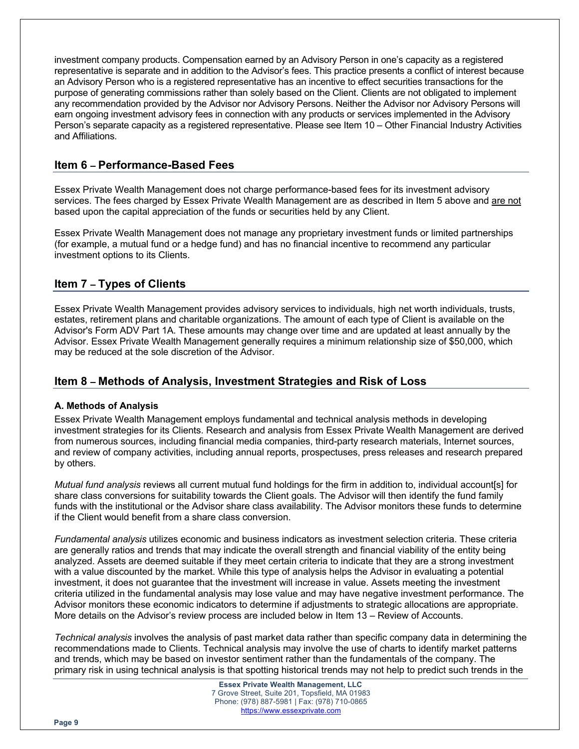investment company products. Compensation earned by an Advisory Person in one's capacity as a registered representative is separate and in addition to the Advisor's fees. This practice presents a conflict of interest because an Advisory Person who is a registered representative has an incentive to effect securities transactions for the purpose of generating commissions rather than solely based on the Client. Clients are not obligated to implement any recommendation provided by the Advisor nor Advisory Persons. Neither the Advisor nor Advisory Persons will earn ongoing investment advisory fees in connection with any products or services implemented in the Advisory Person's separate capacity as a registered representative. Please see Item 10 – Other Financial Industry Activities and Affiliations.

## Item 6 – Performance-Based Fees

Essex Private Wealth Management does not charge performance-based fees for its investment advisory services. The fees charged by Essex Private Wealth Management are as described in Item 5 above and <u>are not</u> based upon the capital appreciation of the funds or securities held by any Client.

Essex Private Wealth Management does not manage any proprietary investment funds or limited partnerships (for example, a mutual fund or a hedge fund) and has no financial incentive to recommend any particular investment options to its Clients.

## Item 7 – Types of Clients

Essex Private Wealth Management provides advisory services to individuals, high net worth individuals, trusts, estates, retirement plans and charitable organizations. The amount of each type of Client is available on the Advisor's Form ADV Part 1A. These amounts may change over time and are updated at least annually by the Advisor. Essex Private Wealth Management generally requires a minimum relationship size of $50,000, which may be reduced at the sole discretion of the Advisor.

## Item 8 – Methods of Analysis, Investment Strategies and Risk of Loss

### A. Methods of Analysis

Essex Private Wealth Management employs fundamental and technical analysis methods in developing investment strategies for its Clients. Research and analysis from Essex Private Wealth Management are derived from numerous sources, including financial media companies, third-party research materials, Internet sources, and review of company activities, including annual reports, prospectuses, press releases and research prepared by others.

*Mutual fund analysis* reviews all current mutual fund holdings for the firm in addition to, individual account[s] for share class conversions for suitability towards the Client goals. The Advisor will then identify the fund family funds with the institutional or the Advisor share class availability. The Advisor monitors these funds to determine if the Client would benefit from a share class conversion.

*Fundamental analysis* utilizes economic and business indicators as investment selection criteria. These criteria are generally ratios and trends that may indicate the overall strength and financial viability of the entity being analyzed. Assets are deemed suitable if they meet certain criteria to indicate that they are a strong investment with a value discounted by the market. While this type of analysis helps the Advisor in evaluating a potential investment, it does not guarantee that the investment will increase in value. Assets meeting the investment criteria utilized in the fundamental analysis may lose value and may have negative investment performance. The Advisor monitors these economic indicators to determine if adjustments to strategic allocations are appropriate. More details on the Advisor's review process are included below in Item 13 – Review of Accounts.

*Technical analysis* involves the analysis of past market data rather than specific company data in determining the recommendations made to Clients. Technical analysis may involve the use of charts to identify market patterns and trends, which may be based on investor sentiment rather than the fundamentals of the company. The primary risk in using technical analysis is that spotting historical trends may not help to predict such trends in the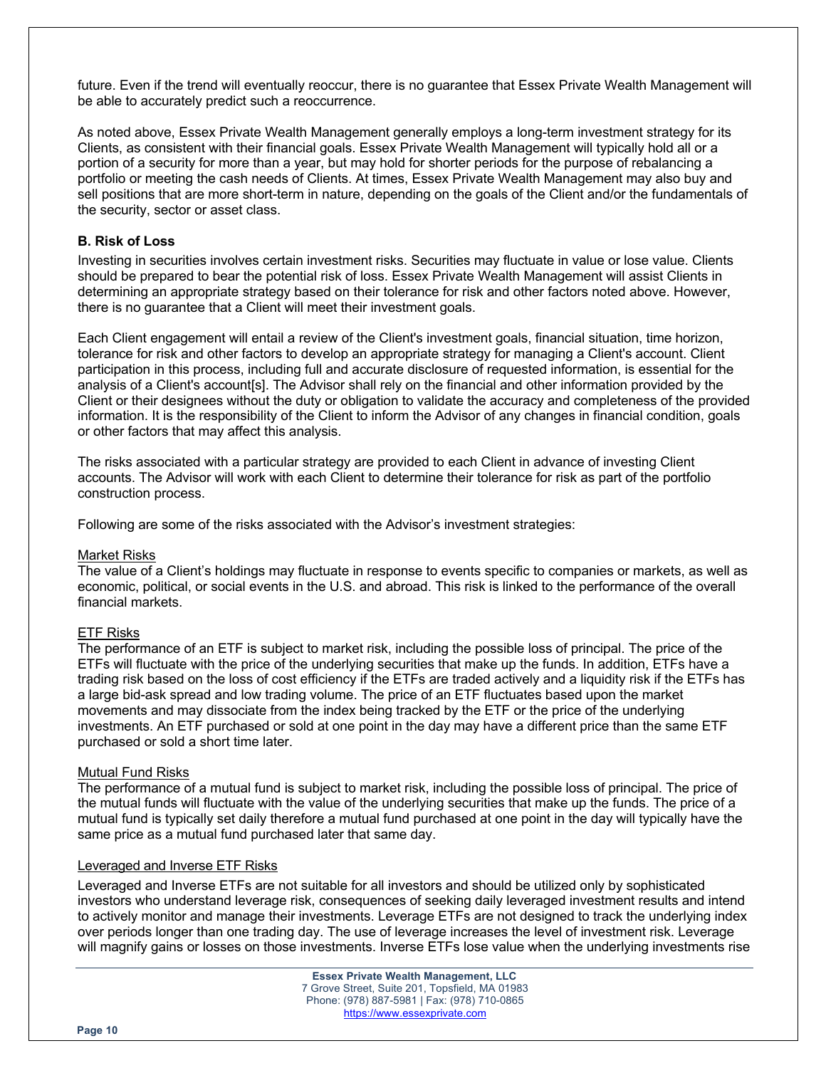future. Even if the trend will eventually reoccur, there is no guarantee that Essex Private Wealth Management will be able to accurately predict such a reoccurrence.

As noted above, Essex Private Wealth Management generally employs a long-term investment strategy for its Clients, as consistent with their financial goals. Essex Private Wealth Management will typically hold all or a portion of a security for more than a year, but may hold for shorter periods for the purpose of rebalancing a portfolio or meeting the cash needs of Clients. At times, Essex Private Wealth Management may also buy and sell positions that are more short-term in nature, depending on the goals of the Client and/or the fundamentals of the security, sector or asset class.

### B. Risk of Loss

Investing in securities involves certain investment risks. Securities may fluctuate in value or lose value. Clients should be prepared to bear the potential risk of loss. Essex Private Wealth Management will assist Clients in determining an appropriate strategy based on their tolerance for risk and other factors noted above. However, there is no guarantee that a Client will meet their investment goals.

Each Client engagement will entail a review of the Client's investment goals, financial situation, time horizon, tolerance for risk and other factors to develop an appropriate strategy for managing a Client's account. Client participation in this process, including full and accurate disclosure of requested information, is essential for the analysis of a Client's account[s]. The Advisor shall rely on the financial and other information provided by the Client or their designees without the duty or obligation to validate the accuracy and completeness of the provided information. It is the responsibility of the Client to inform the Advisor of any changes in financial condition, goals or other factors that may affect this analysis.

The risks associated with a particular strategy are provided to each Client in advance of investing Client accounts. The Advisor will work with each Client to determine their tolerance for risk as part of the portfolio construction process.

Following are some of the risks associated with the Advisor's investment strategies:

Market Risks

The value of a Client's holdings may fluctuate in response to events specific to companies or markets, as well as economic, political, or social events in the U.S. and abroad. This risk is linked to the performance of the overall financial markets.

ETF Risks

The performance of an ETF is subject to market risk, including the possible loss of principal. The price of the ETFs will fluctuate with the price of the underlying securities that make up the funds. In addition, ETFs have a trading risk based on the loss of cost efficiency if the ETFs are traded actively and a liquidity risk if the ETFs has a large bid-ask spread and low trading volume. The price of an ETF fluctuates based upon the market movements and may dissociate from the index being tracked by the ETF or the price of the underlying investments. An ETF purchased or sold at one point in the day may have a different price than the same ETF purchased or sold a short time later.

Mutual Fund Risks

The performance of a mutual fund is subject to market risk, including the possible loss of principal. The price of the mutual funds will fluctuate with the value of the underlying securities that make up the funds. The price of a mutual fund is typically set daily therefore a mutual fund purchased at one point in the day will typically have the same price as a mutual fund purchased later that same day.

Leveraged and Inverse ETF Risks

Leveraged and Inverse ETFs are not suitable for all investors and should be utilized only by sophisticated investors who understand leverage risk, consequences of seeking daily leveraged investment results and intend to actively monitor and manage their investments. Leverage ETFs are not designed to track the underlying index over periods longer than one trading day. The use of leverage increases the level of investment risk. Leverage will magnify gains or losses on those investments. Inverse ETFs lose value when the underlying investments rise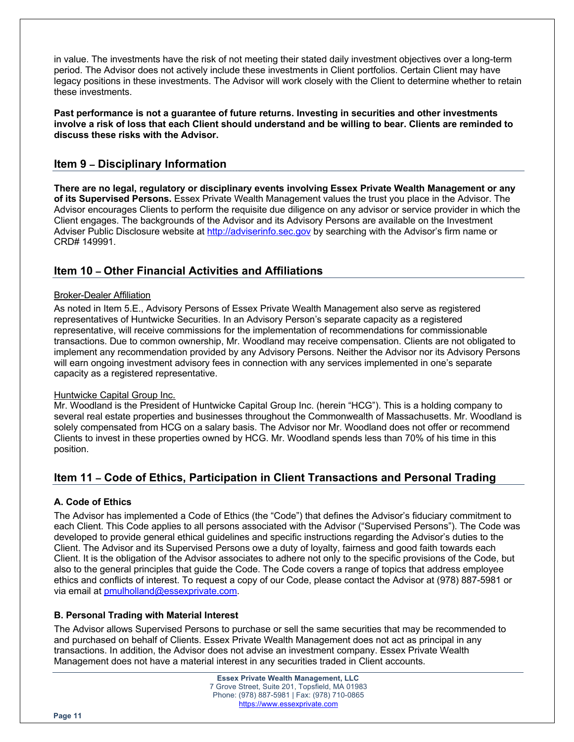in value. The investments have the risk of not meeting their stated daily investment objectives over a long-term period. The Advisor does not actively include these investments in Client portfolios. Certain Client may have legacy positions in these investments. The Advisor will work closely with the Client to determine whether to retain these investments.

**Past performance is not a guarantee of future returns. Investing in securities and other investments involve a risk of loss that each Client should understand and be willing to bear. Clients are reminded to discuss these risks with the Advisor.**

## Item 9 – Disciplinary Information

**There are no legal, regulatory or disciplinary events involving Essex Private Wealth Management or any of its Supervised Persons.** Essex Private Wealth Management values the trust you place in the Advisor. The Advisor encourages Clients to perform the requisite due diligence on any advisor or service provider in which the Client engages. The backgrounds of the Advisor and its Advisory Persons are available on the Investment Adviser Public Disclosure website at [http://adviserinfo.sec.gov](http://adviserinfo.sec.gov) by searching with the Advisor's firm name or CRD# 149991.

## Item 10 – Other Financial Activities and Affiliations

Broker-Dealer Affiliation

As noted in Item 5.E., Advisory Persons of Essex Private Wealth Management also serve as registered representatives of Huntwicke Securities. In an Advisory Person's separate capacity as a registered representative, will receive commissions for the implementation of recommendations for commissionable transactions. Due to common ownership, Mr. Woodland may receive compensation. Clients are not obligated to implement any recommendation provided by any Advisory Persons. Neither the Advisor nor its Advisory Persons will earn ongoing investment advisory fees in connection with any services implemented in one's separate capacity as a registered representative.

Huntwicke Capital Group Inc.

Mr. Woodland is the President of Huntwicke Capital Group Inc. (herein "HCG"). This is a holding company to several real estate properties and businesses throughout the Commonwealth of Massachusetts. Mr. Woodland is solely compensated from HCG on a salary basis. The Advisor nor Mr. Woodland does not offer or recommend Clients to invest in these properties owned by HCG. Mr. Woodland spends less than 70% of his time in this position.

## Item 11 – Code of Ethics, Participation in Client Transactions and Personal Trading

### A. Code of Ethics

The Advisor has implemented a Code of Ethics (the "Code") that defines the Advisor's fiduciary commitment to each Client. This Code applies to all persons associated with the Advisor ("Supervised Persons"). The Code was developed to provide general ethical guidelines and specific instructions regarding the Advisor's duties to the Client. The Advisor and its Supervised Persons owe a duty of loyalty, fairness and good faith towards each Client. It is the obligation of the Advisor associates to adhere not only to the specific provisions of the Code, but also to the general principles that guide the Code. The Code covers a range of topics that address employee ethics and conflicts of interest. To request a copy of our Code, please contact the Advisor at (978) 887-5981 or via email at [pmulholland@essexprivate.com](mailto:pmulholland@essexprivate.com).

### B. Personal Trading with Material Interest

The Advisor allows Supervised Persons to purchase or sell the same securities that may be recommended to and purchased on behalf of Clients. Essex Private Wealth Management does not act as principal in any transactions. In addition, the Advisor does not advise an investment company. Essex Private Wealth Management does not have a material interest in any securities traded in Client accounts.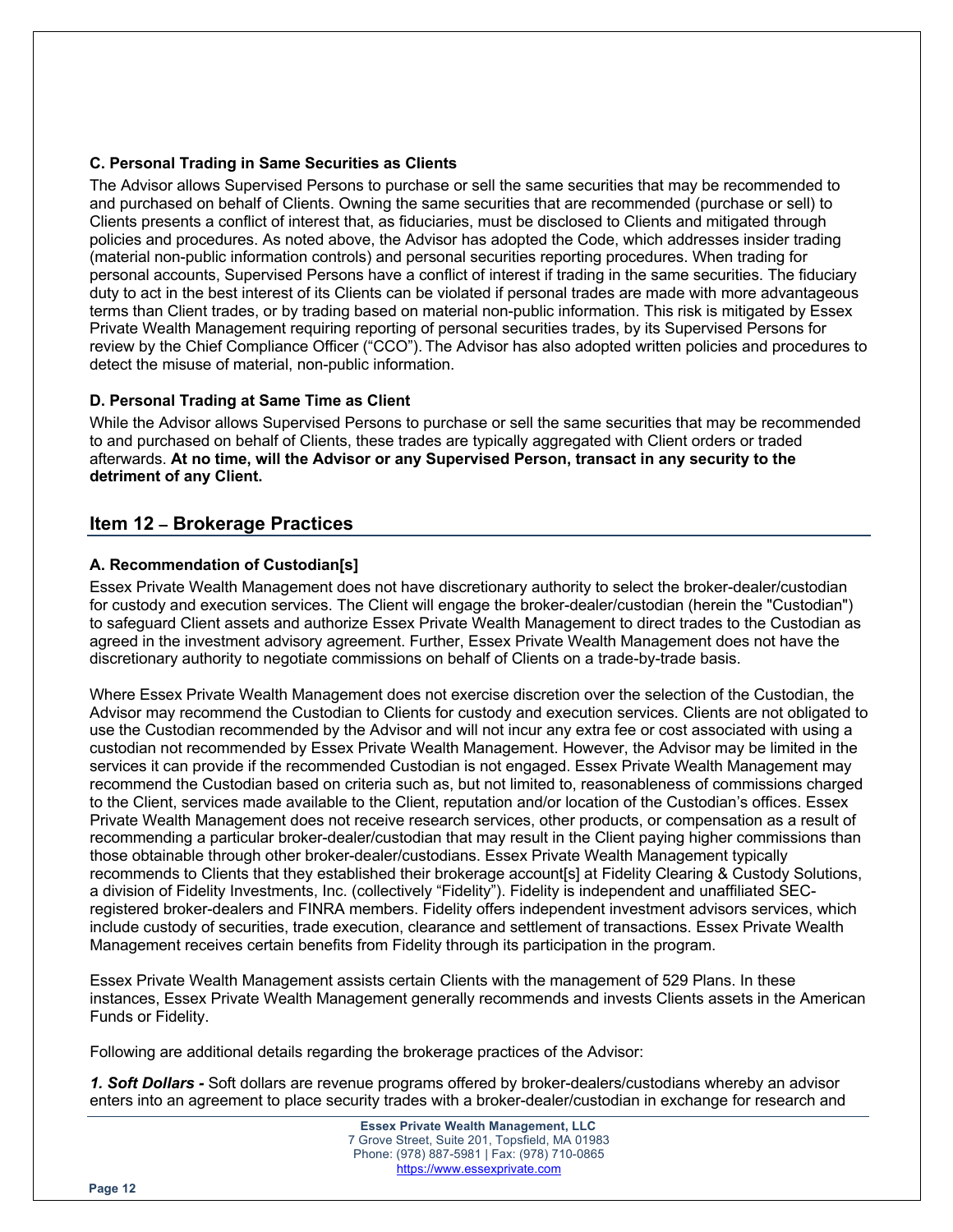### C. Personal Trading in Same Securities as Clients

The Advisor allows Supervised Persons to purchase or sell the same securities that may be recommended to and purchased on behalf of Clients. Owning the same securities that are recommended (purchase or sell) to Clients presents a conflict of interest that, as fiduciaries, must be disclosed to Clients and mitigated through policies and procedures. As noted above, the Advisor has adopted the Code, which addresses insider trading (material non-public information controls) and personal securities reporting procedures. When trading for personal accounts, Supervised Persons have a conflict of interest if trading in the same securities. The fiduciary duty to act in the best interest of its Clients can be violated if personal trades are made with more advantageous terms than Client trades, or by trading based on material non-public information. This risk is mitigated by Essex Private Wealth Management requiring reporting of personal securities trades, by its Supervised Persons for review by the Chief Compliance Officer ("CCO"). The Advisor has also adopted written policies and procedures to detect the misuse of material, non-public information.

### D. Personal Trading at Same Time as Client

While the Advisor allows Supervised Persons to purchase or sell the same securities that may be recommended to and purchased on behalf of Clients, these trades are typically aggregated with Client orders or traded afterwards. **At no time, will the Advisor or any Supervised Person, transact in any security to the detriment of any Client.**

## Item 12 – Brokerage Practices

### A. Recommendation of Custodian[s]

Essex Private Wealth Management does not have discretionary authority to select the broker-dealer/custodian for custody and execution services. The Client will engage the broker-dealer/custodian (herein the "Custodian") to safeguard Client assets and authorize Essex Private Wealth Management to direct trades to the Custodian as agreed in the investment advisory agreement. Further, Essex Private Wealth Management does not have the discretionary authority to negotiate commissions on behalf of Clients on a trade-by-trade basis.

Where Essex Private Wealth Management does not exercise discretion over the selection of the Custodian, the Advisor may recommend the Custodian to Clients for custody and execution services. Clients are not obligated to use the Custodian recommended by the Advisor and will not incur any extra fee or cost associated with using a custodian not recommended by Essex Private Wealth Management. However, the Advisor may be limited in the services it can provide if the recommended Custodian is not engaged. Essex Private Wealth Management may recommend the Custodian based on criteria such as, but not limited to, reasonableness of commissions charged to the Client, services made available to the Client, reputation and/or location of the Custodian's offices. Essex Private Wealth Management does not receive research services, other products, or compensation as a result of recommending a particular broker-dealer/custodian that may result in the Client paying higher commissions than those obtainable through other broker-dealer/custodians. Essex Private Wealth Management typically recommends to Clients that they established their brokerage account[s] at Fidelity Clearing & Custody Solutions, a division of Fidelity Investments, Inc. (collectively "Fidelity"). Fidelity is independent and unaffiliated SEC-registered broker-dealers and FINRA members. Fidelity offers independent investment advisors services, which include custody of securities, trade execution, clearance and settlement of transactions. Essex Private Wealth Management receives certain benefits from Fidelity through its participation in the program.

Essex Private Wealth Management assists certain Clients with the management of 529 Plans. In these instances, Essex Private Wealth Management generally recommends and invests Clients assets in the American Funds or Fidelity.

Following are additional details regarding the brokerage practices of the Advisor:

***1. Soft Dollars -*** Soft dollars are revenue programs offered by broker-dealers/custodians whereby an advisor enters into an agreement to place security trades with a broker-dealer/custodian in exchange for research and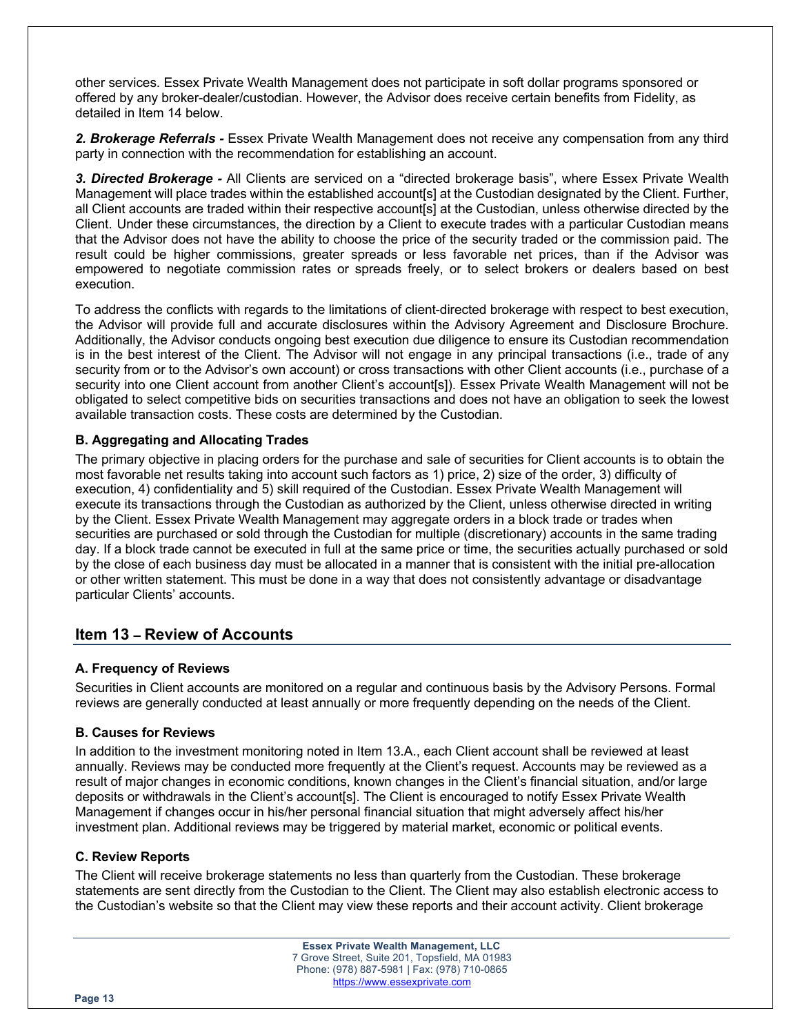other services. Essex Private Wealth Management does not participate in soft dollar programs sponsored or offered by any broker-dealer/custodian. However, the Advisor does receive certain benefits from Fidelity, as detailed in Item 14 below.

***2. Brokerage Referrals -*** Essex Private Wealth Management does not receive any compensation from any third party in connection with the recommendation for establishing an account.

***3. Directed Brokerage -*** All Clients are serviced on a "directed brokerage basis", where Essex Private Wealth Management will place trades within the established account[s] at the Custodian designated by the Client. Further, all Client accounts are traded within their respective account[s] at the Custodian, unless otherwise directed by the Client. Under these circumstances, the direction by a Client to execute trades with a particular Custodian means that the Advisor does not have the ability to choose the price of the security traded or the commission paid. The result could be higher commissions, greater spreads or less favorable net prices, than if the Advisor was empowered to negotiate commission rates or spreads freely, or to select brokers or dealers based on best execution.

To address the conflicts with regards to the limitations of client-directed brokerage with respect to best execution, the Advisor will provide full and accurate disclosures within the Advisory Agreement and Disclosure Brochure. Additionally, the Advisor conducts ongoing best execution due diligence to ensure its Custodian recommendation is in the best interest of the Client. The Advisor will not engage in any principal transactions (i.e., trade of any security from or to the Advisor's own account) or cross transactions with other Client accounts (i.e., purchase of a security into one Client account from another Client's account[s]). Essex Private Wealth Management will not be obligated to select competitive bids on securities transactions and does not have an obligation to seek the lowest available transaction costs. These costs are determined by the Custodian.

### B. Aggregating and Allocating Trades

The primary objective in placing orders for the purchase and sale of securities for Client accounts is to obtain the most favorable net results taking into account such factors as 1) price, 2) size of the order, 3) difficulty of execution, 4) confidentiality and 5) skill required of the Custodian. Essex Private Wealth Management will execute its transactions through the Custodian as authorized by the Client, unless otherwise directed in writing by the Client. Essex Private Wealth Management may aggregate orders in a block trade or trades when securities are purchased or sold through the Custodian for multiple (discretionary) accounts in the same trading day. If a block trade cannot be executed in full at the same price or time, the securities actually purchased or sold by the close of each business day must be allocated in a manner that is consistent with the initial pre-allocation or other written statement. This must be done in a way that does not consistently advantage or disadvantage particular Clients' accounts.

## Item 13 – Review of Accounts

### A. Frequency of Reviews

Securities in Client accounts are monitored on a regular and continuous basis by the Advisory Persons. Formal reviews are generally conducted at least annually or more frequently depending on the needs of the Client.

### B. Causes for Reviews

In addition to the investment monitoring noted in Item 13.A., each Client account shall be reviewed at least annually. Reviews may be conducted more frequently at the Client's request. Accounts may be reviewed as a result of major changes in economic conditions, known changes in the Client's financial situation, and/or large deposits or withdrawals in the Client's account[s]. The Client is encouraged to notify Essex Private Wealth Management if changes occur in his/her personal financial situation that might adversely affect his/her investment plan. Additional reviews may be triggered by material market, economic or political events.

### C. Review Reports

The Client will receive brokerage statements no less than quarterly from the Custodian. These brokerage statements are sent directly from the Custodian to the Client. The Client may also establish electronic access to the Custodian's website so that the Client may view these reports and their account activity. Client brokerage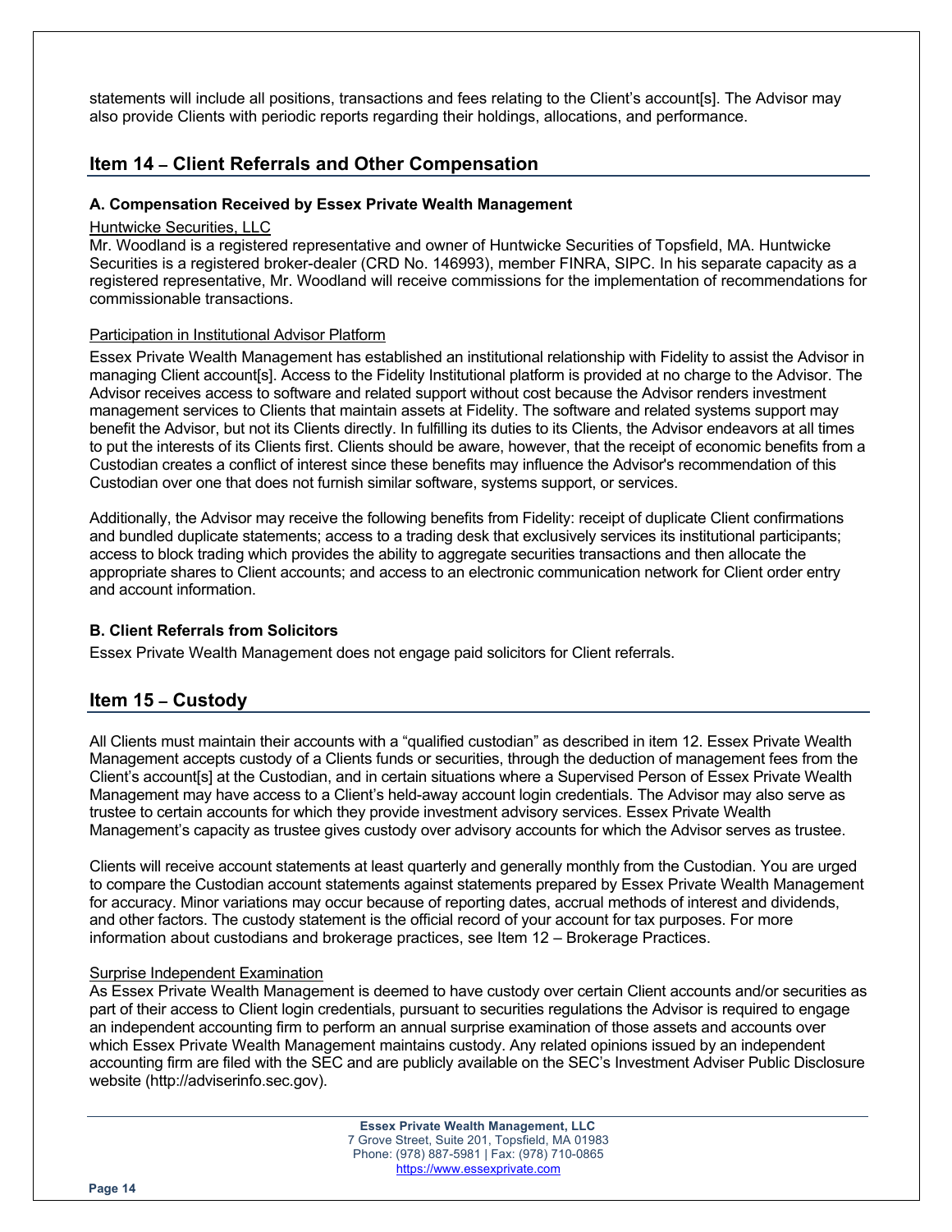statements will include all positions, transactions and fees relating to the Client's account[s]. The Advisor may also provide Clients with periodic reports regarding their holdings, allocations, and performance.

## Item 14 – Client Referrals and Other Compensation

### A. Compensation Received by Essex Private Wealth Management

Huntwicke Securities, LLC

Mr. Woodland is a registered representative and owner of Huntwicke Securities of Topsfield, MA. Huntwicke Securities is a registered broker-dealer (CRD No. 146993), member FINRA, SIPC. In his separate capacity as a registered representative, Mr. Woodland will receive commissions for the implementation of recommendations for commissionable transactions.

Participation in Institutional Advisor Platform

Essex Private Wealth Management has established an institutional relationship with Fidelity to assist the Advisor in managing Client account[s]. Access to the Fidelity Institutional platform is provided at no charge to the Advisor. The Advisor receives access to software and related support without cost because the Advisor renders investment management services to Clients that maintain assets at Fidelity. The software and related systems support may benefit the Advisor, but not its Clients directly. In fulfilling its duties to its Clients, the Advisor endeavors at all times to put the interests of its Clients first. Clients should be aware, however, that the receipt of economic benefits from a Custodian creates a conflict of interest since these benefits may influence the Advisor's recommendation of this Custodian over one that does not furnish similar software, systems support, or services.

Additionally, the Advisor may receive the following benefits from Fidelity: receipt of duplicate Client confirmations and bundled duplicate statements; access to a trading desk that exclusively services its institutional participants; access to block trading which provides the ability to aggregate securities transactions and then allocate the appropriate shares to Client accounts; and access to an electronic communication network for Client order entry and account information.

### B. Client Referrals from Solicitors

Essex Private Wealth Management does not engage paid solicitors for Client referrals.

## Item 15 – Custody

All Clients must maintain their accounts with a "qualified custodian" as described in item 12. Essex Private Wealth Management accepts custody of a Clients funds or securities, through the deduction of management fees from the Client's account[s] at the Custodian, and in certain situations where a Supervised Person of Essex Private Wealth Management may have access to a Client's held-away account login credentials. The Advisor may also serve as trustee to certain accounts for which they provide investment advisory services. Essex Private Wealth Management's capacity as trustee gives custody over advisory accounts for which the Advisor serves as trustee.

Clients will receive account statements at least quarterly and generally monthly from the Custodian. You are urged to compare the Custodian account statements against statements prepared by Essex Private Wealth Management for accuracy. Minor variations may occur because of reporting dates, accrual methods of interest and dividends, and other factors. The custody statement is the official record of your account for tax purposes. For more information about custodians and brokerage practices, see Item 12 – Brokerage Practices.

Surprise Independent Examination

As Essex Private Wealth Management is deemed to have custody over certain Client accounts and/or securities as part of their access to Client login credentials, pursuant to securities regulations the Advisor is required to engage an independent accounting firm to perform an annual surprise examination of those assets and accounts over which Essex Private Wealth Management maintains custody. Any related opinions issued by an independent accounting firm are filed with the SEC and are publicly available on the SEC's Investment Adviser Public Disclosure website (http://adviserinfo.sec.gov).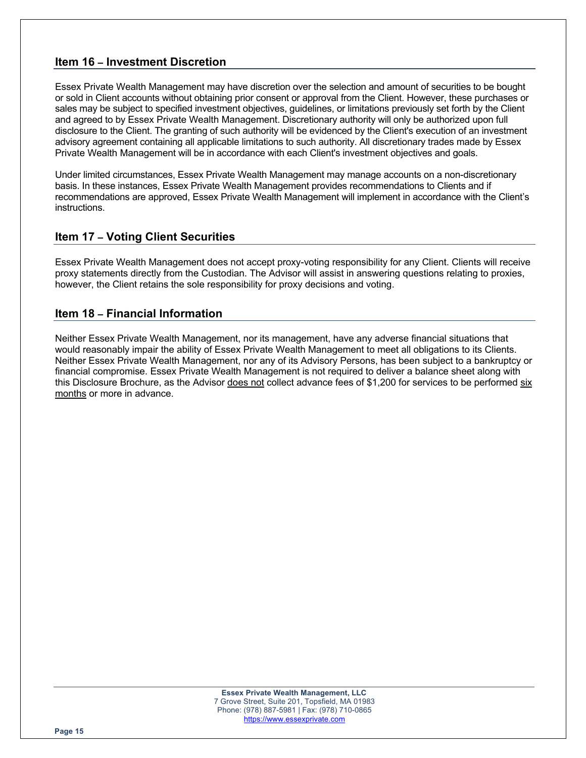## Item 16 – Investment Discretion

Essex Private Wealth Management may have discretion over the selection and amount of securities to be bought or sold in Client accounts without obtaining prior consent or approval from the Client. However, these purchases or sales may be subject to specified investment objectives, guidelines, or limitations previously set forth by the Client and agreed to by Essex Private Wealth Management. Discretionary authority will only be authorized upon full disclosure to the Client. The granting of such authority will be evidenced by the Client's execution of an investment advisory agreement containing all applicable limitations to such authority. All discretionary trades made by Essex Private Wealth Management will be in accordance with each Client's investment objectives and goals.

Under limited circumstances, Essex Private Wealth Management may manage accounts on a non-discretionary basis. In these instances, Essex Private Wealth Management provides recommendations to Clients and if recommendations are approved, Essex Private Wealth Management will implement in accordance with the Client's instructions.

## Item 17 – Voting Client Securities

Essex Private Wealth Management does not accept proxy-voting responsibility for any Client. Clients will receive proxy statements directly from the Custodian. The Advisor will assist in answering questions relating to proxies, however, the Client retains the sole responsibility for proxy decisions and voting.

## Item 18 – Financial Information

Neither Essex Private Wealth Management, nor its management, have any adverse financial situations that would reasonably impair the ability of Essex Private Wealth Management to meet all obligations to its Clients. Neither Essex Private Wealth Management, nor any of its Advisory Persons, has been subject to a bankruptcy or financial compromise. Essex Private Wealth Management is not required to deliver a balance sheet along with this Disclosure Brochure, as the Advisor does not collect advance fees of $1,200 for services to be performed six months or more in advance.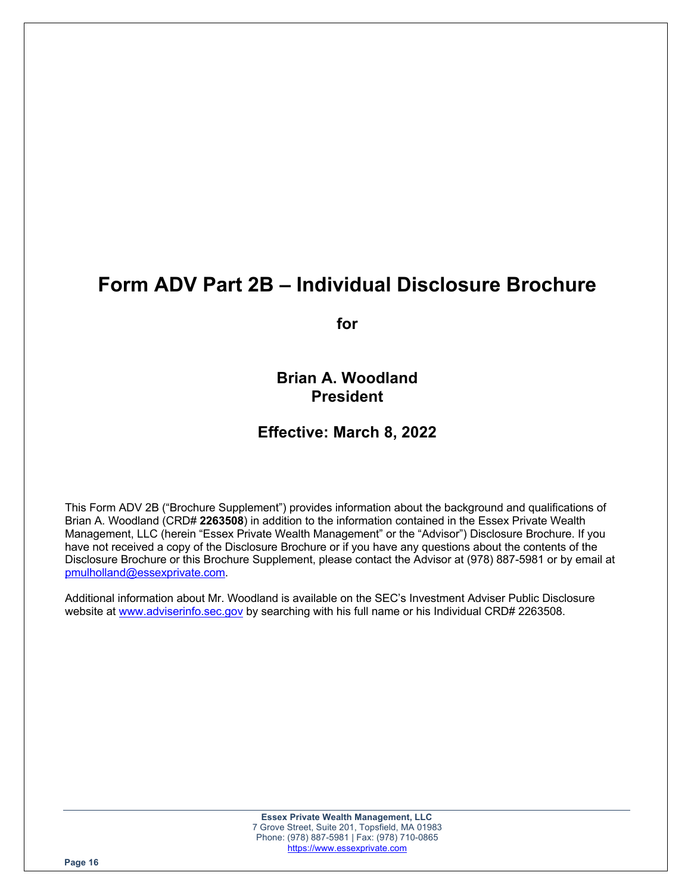# Form ADV Part 2B – Individual Disclosure Brochure

**for**

**Brian A. Woodland**
**President**

**Effective: March 8, 2022**

This Form ADV 2B ("Brochure Supplement") provides information about the background and qualifications of Brian A. Woodland (CRD# **2263508**) in addition to the information contained in the Essex Private Wealth Management, LLC (herein "Essex Private Wealth Management" or the "Advisor") Disclosure Brochure. If you have not received a copy of the Disclosure Brochure or if you have any questions about the contents of the Disclosure Brochure or this Brochure Supplement, please contact the Advisor at (978) 887-5981 or by email at pmulholland@essexprivate.com.

Additional information about Mr. Woodland is available on the SEC's Investment Adviser Public Disclosure website at www.adviserinfo.sec.gov by searching with his full name or his Individual CRD# 2263508.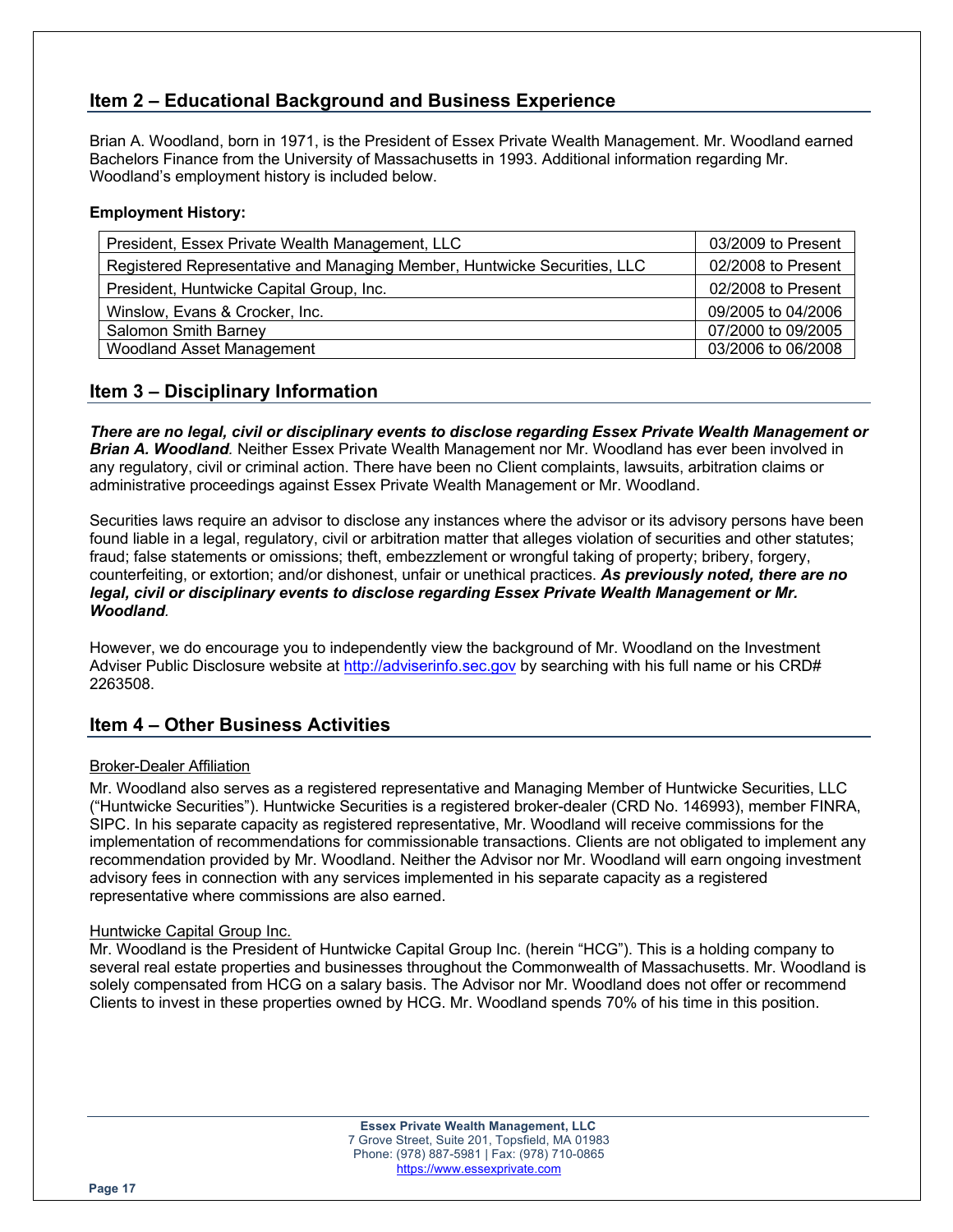## Item 2 – Educational Background and Business Experience

Brian A. Woodland, born in 1971, is the President of Essex Private Wealth Management. Mr. Woodland earned Bachelors Finance from the University of Massachusetts in 1993. Additional information regarding Mr. Woodland's employment history is included below.

**Employment History:**

| | |
|---|---|
| President, Essex Private Wealth Management, LLC | 03/2009 to Present |
| Registered Representative and Managing Member, Huntwicke Securities, LLC | 02/2008 to Present |
| President, Huntwicke Capital Group, Inc. | 02/2008 to Present |
| Winslow, Evans & Crocker, Inc. | 09/2005 to 04/2006 |
| Salomon Smith Barney | 07/2000 to 09/2005 |
| Woodland Asset Management | 03/2006 to 06/2008 |

## Item 3 – Disciplinary Information

***There are no legal, civil or disciplinary events to disclose regarding Essex Private Wealth Management or Brian A. Woodland.*** Neither Essex Private Wealth Management nor Mr. Woodland has ever been involved in any regulatory, civil or criminal action. There have been no Client complaints, lawsuits, arbitration claims or administrative proceedings against Essex Private Wealth Management or Mr. Woodland.

Securities laws require an advisor to disclose any instances where the advisor or its advisory persons have been found liable in a legal, regulatory, civil or arbitration matter that alleges violation of securities and other statutes; fraud; false statements or omissions; theft, embezzlement or wrongful taking of property; bribery, forgery, counterfeiting, or extortion; and/or dishonest, unfair or unethical practices. ***As previously noted, there are no legal, civil or disciplinary events to disclose regarding Essex Private Wealth Management or Mr. Woodland***.

However, we do encourage you to independently view the background of Mr. Woodland on the Investment Adviser Public Disclosure website at http://adviserinfo.sec.gov by searching with his full name or his CRD# 2263508.

## Item 4 – Other Business Activities

Broker-Dealer Affiliation

Mr. Woodland also serves as a registered representative and Managing Member of Huntwicke Securities, LLC ("Huntwicke Securities"). Huntwicke Securities is a registered broker-dealer (CRD No. 146993), member FINRA, SIPC. In his separate capacity as registered representative, Mr. Woodland will receive commissions for the implementation of recommendations for commissionable transactions. Clients are not obligated to implement any recommendation provided by Mr. Woodland. Neither the Advisor nor Mr. Woodland will earn ongoing investment advisory fees in connection with any services implemented in his separate capacity as a registered representative where commissions are also earned.

Huntwicke Capital Group Inc.

Mr. Woodland is the President of Huntwicke Capital Group Inc. (herein "HCG"). This is a holding company to several real estate properties and businesses throughout the Commonwealth of Massachusetts. Mr. Woodland is solely compensated from HCG on a salary basis. The Advisor nor Mr. Woodland does not offer or recommend Clients to invest in these properties owned by HCG. Mr. Woodland spends 70% of his time in this position.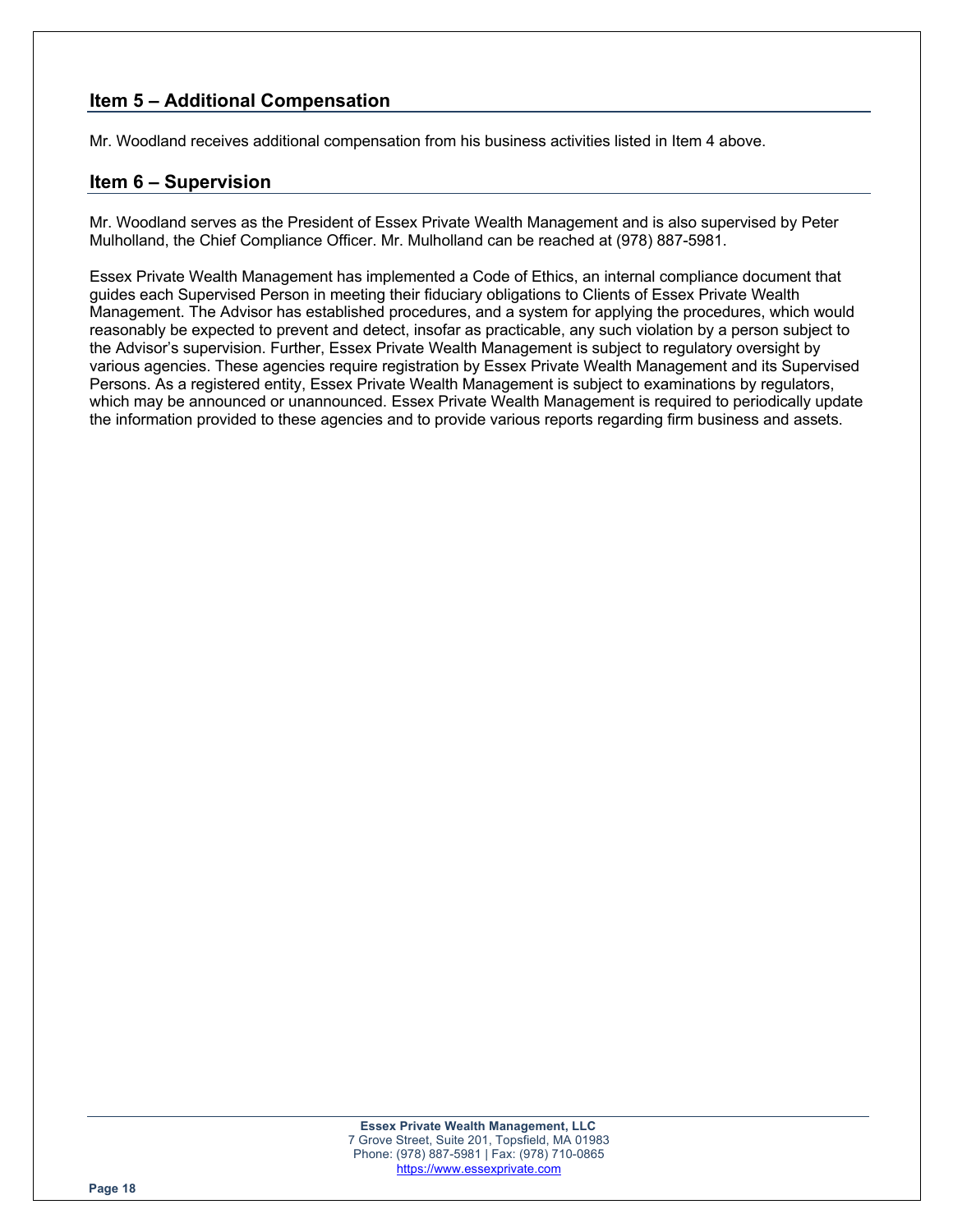## Item 5 – Additional Compensation

Mr. Woodland receives additional compensation from his business activities listed in Item 4 above.

## Item 6 – Supervision

Mr. Woodland serves as the President of Essex Private Wealth Management and is also supervised by Peter Mulholland, the Chief Compliance Officer. Mr. Mulholland can be reached at (978) 887-5981.

Essex Private Wealth Management has implemented a Code of Ethics, an internal compliance document that guides each Supervised Person in meeting their fiduciary obligations to Clients of Essex Private Wealth Management. The Advisor has established procedures, and a system for applying the procedures, which would reasonably be expected to prevent and detect, insofar as practicable, any such violation by a person subject to the Advisor's supervision. Further, Essex Private Wealth Management is subject to regulatory oversight by various agencies. These agencies require registration by Essex Private Wealth Management and its Supervised Persons. As a registered entity, Essex Private Wealth Management is subject to examinations by regulators, which may be announced or unannounced. Essex Private Wealth Management is required to periodically update the information provided to these agencies and to provide various reports regarding firm business and assets.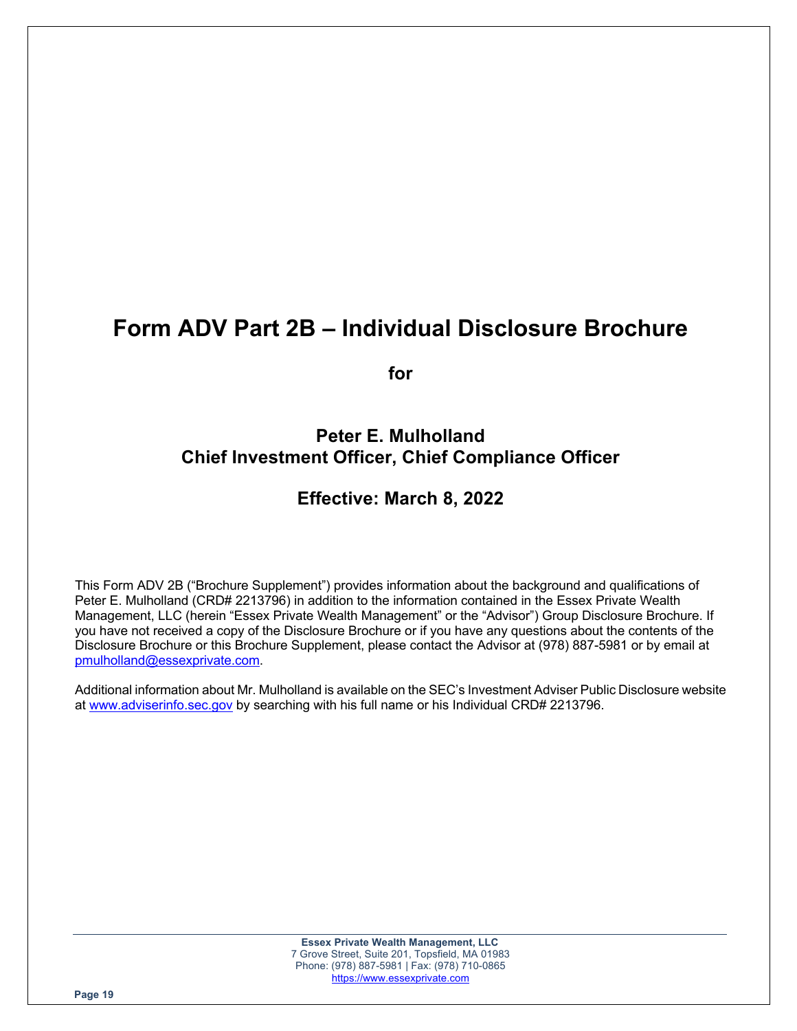# Form ADV Part 2B – Individual Disclosure Brochure

**for**

## Peter E. Mulholland
## Chief Investment Officer, Chief Compliance Officer

## Effective: March 8, 2022

This Form ADV 2B ("Brochure Supplement") provides information about the background and qualifications of Peter E. Mulholland (CRD# 2213796) in addition to the information contained in the Essex Private Wealth Management, LLC (herein "Essex Private Wealth Management" or the "Advisor") Group Disclosure Brochure. If you have not received a copy of the Disclosure Brochure or if you have any questions about the contents of the Disclosure Brochure or this Brochure Supplement, please contact the Advisor at (978) 887-5981 or by email at pmulholland@essexprivate.com.

Additional information about Mr. Mulholland is available on the SEC's Investment Adviser Public Disclosure website at www.adviserinfo.sec.gov by searching with his full name or his Individual CRD# 2213796.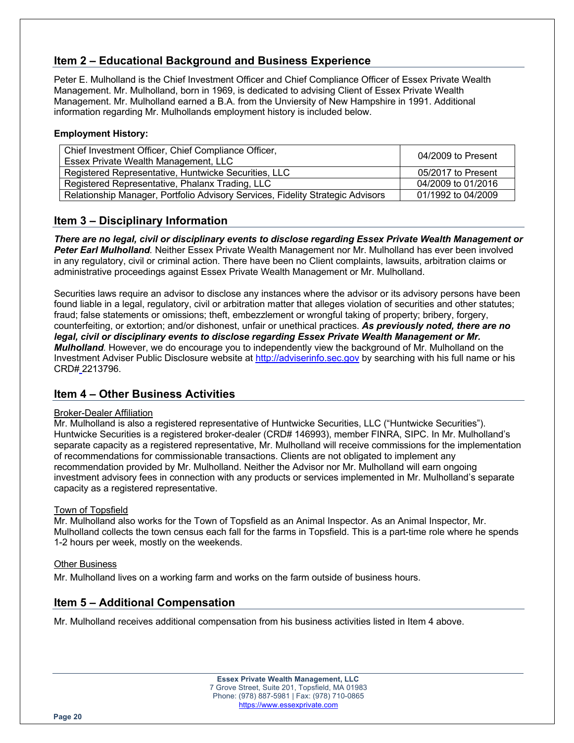## Item 2 – Educational Background and Business Experience

Peter E. Mulholland is the Chief Investment Officer and Chief Compliance Officer of Essex Private Wealth Management. Mr. Mulholland, born in 1969, is dedicated to advising Client of Essex Private Wealth Management. Mr. Mulholland earned a B.A. from the Unviersity of New Hampshire in 1991. Additional information regarding Mr. Mulhollands employment history is included below.

**Employment History:**

| | |
|---|---|
| Chief Investment Officer, Chief Compliance Officer, Essex Private Wealth Management, LLC | 04/2009 to Present |
| Registered Representative, Huntwicke Securities, LLC | 05/2017 to Present |
| Registered Representative, Phalanx Trading, LLC | 04/2009 to 01/2016 |
| Relationship Manager, Portfolio Advisory Services, Fidelity Strategic Advisors | 01/1992 to 04/2009 |

## Item 3 – Disciplinary Information

***There are no legal, civil or disciplinary events to disclose regarding Essex Private Wealth Management or Peter Earl Mulholland.*** Neither Essex Private Wealth Management nor Mr. Mulholland has ever been involved in any regulatory, civil or criminal action. There have been no Client complaints, lawsuits, arbitration claims or administrative proceedings against Essex Private Wealth Management or Mr. Mulholland.

Securities laws require an advisor to disclose any instances where the advisor or its advisory persons have been found liable in a legal, regulatory, civil or arbitration matter that alleges violation of securities and other statutes; fraud; false statements or omissions; theft, embezzlement or wrongful taking of property; bribery, forgery, counterfeiting, or extortion; and/or dishonest, unfair or unethical practices. ***As previously noted, there are no legal, civil or disciplinary events to disclose regarding Essex Private Wealth Management or Mr. Mulholland.*** However, we do encourage you to independently view the background of Mr. Mulholland on the Investment Adviser Public Disclosure website at http://adviserinfo.sec.gov by searching with his full name or his CRD# 2213796.

## Item 4 – Other Business Activities

Broker-Dealer Affiliation

Mr. Mulholland is also a registered representative of Huntwicke Securities, LLC ("Huntwicke Securities"). Huntwicke Securities is a registered broker-dealer (CRD# 146993), member FINRA, SIPC. In Mr. Mulholland's separate capacity as a registered representative, Mr. Mulholland will receive commissions for the implementation of recommendations for commissionable transactions. Clients are not obligated to implement any recommendation provided by Mr. Mulholland. Neither the Advisor nor Mr. Mulholland will earn ongoing investment advisory fees in connection with any products or services implemented in Mr. Mulholland's separate capacity as a registered representative.

Town of Topsfield

Mr. Mulholland also works for the Town of Topsfield as an Animal Inspector. As an Animal Inspector, Mr. Mulholland collects the town census each fall for the farms in Topsfield. This is a part-time role where he spends 1-2 hours per week, mostly on the weekends.

Other Business

Mr. Mulholland lives on a working farm and works on the farm outside of business hours.

## Item 5 – Additional Compensation

Mr. Mulholland receives additional compensation from his business activities listed in Item 4 above.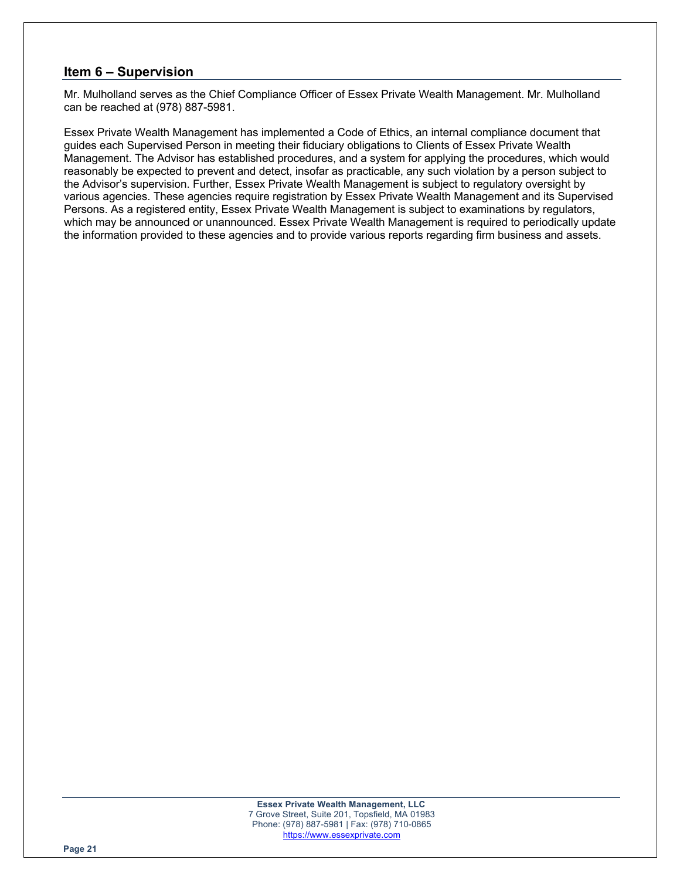## Item 6 – Supervision

Mr. Mulholland serves as the Chief Compliance Officer of Essex Private Wealth Management. Mr. Mulholland can be reached at (978) 887-5981.

Essex Private Wealth Management has implemented a Code of Ethics, an internal compliance document that guides each Supervised Person in meeting their fiduciary obligations to Clients of Essex Private Wealth Management. The Advisor has established procedures, and a system for applying the procedures, which would reasonably be expected to prevent and detect, insofar as practicable, any such violation by a person subject to the Advisor's supervision. Further, Essex Private Wealth Management is subject to regulatory oversight by various agencies. These agencies require registration by Essex Private Wealth Management and its Supervised Persons. As a registered entity, Essex Private Wealth Management is subject to examinations by regulators, which may be announced or unannounced. Essex Private Wealth Management is required to periodically update the information provided to these agencies and to provide various reports regarding firm business and assets.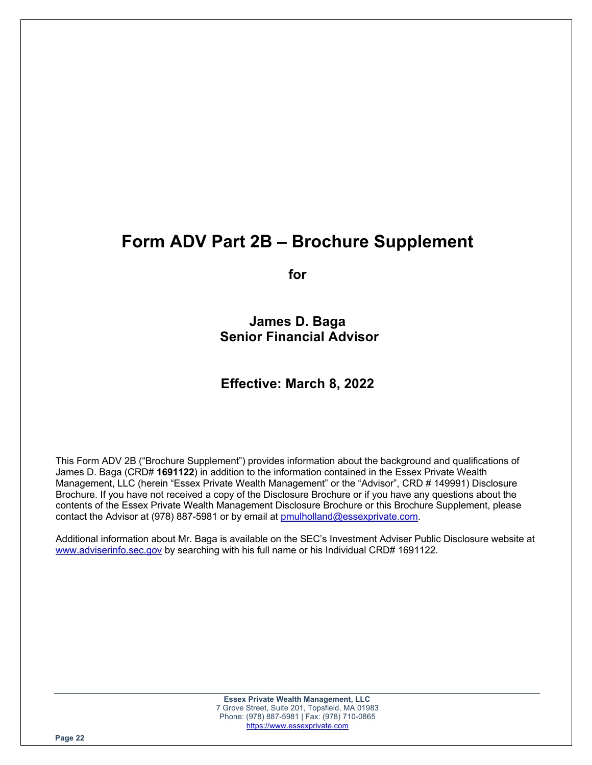# Form ADV Part 2B – Brochure Supplement

**for**

**James D. Baga**
**Senior Financial Advisor**

**Effective: March 8, 2022**

This Form ADV 2B ("Brochure Supplement") provides information about the background and qualifications of James D. Baga (CRD# **1691122**) in addition to the information contained in the Essex Private Wealth Management, LLC (herein "Essex Private Wealth Management" or the "Advisor", CRD # 149991) Disclosure Brochure. If you have not received a copy of the Disclosure Brochure or if you have any questions about the contents of the Essex Private Wealth Management Disclosure Brochure or this Brochure Supplement, please contact the Advisor at (978) 887-5981 or by email at pmulholland@essexprivate.com.

Additional information about Mr. Baga is available on the SEC's Investment Adviser Public Disclosure website at www.adviserinfo.sec.gov by searching with his full name or his Individual CRD# 1691122.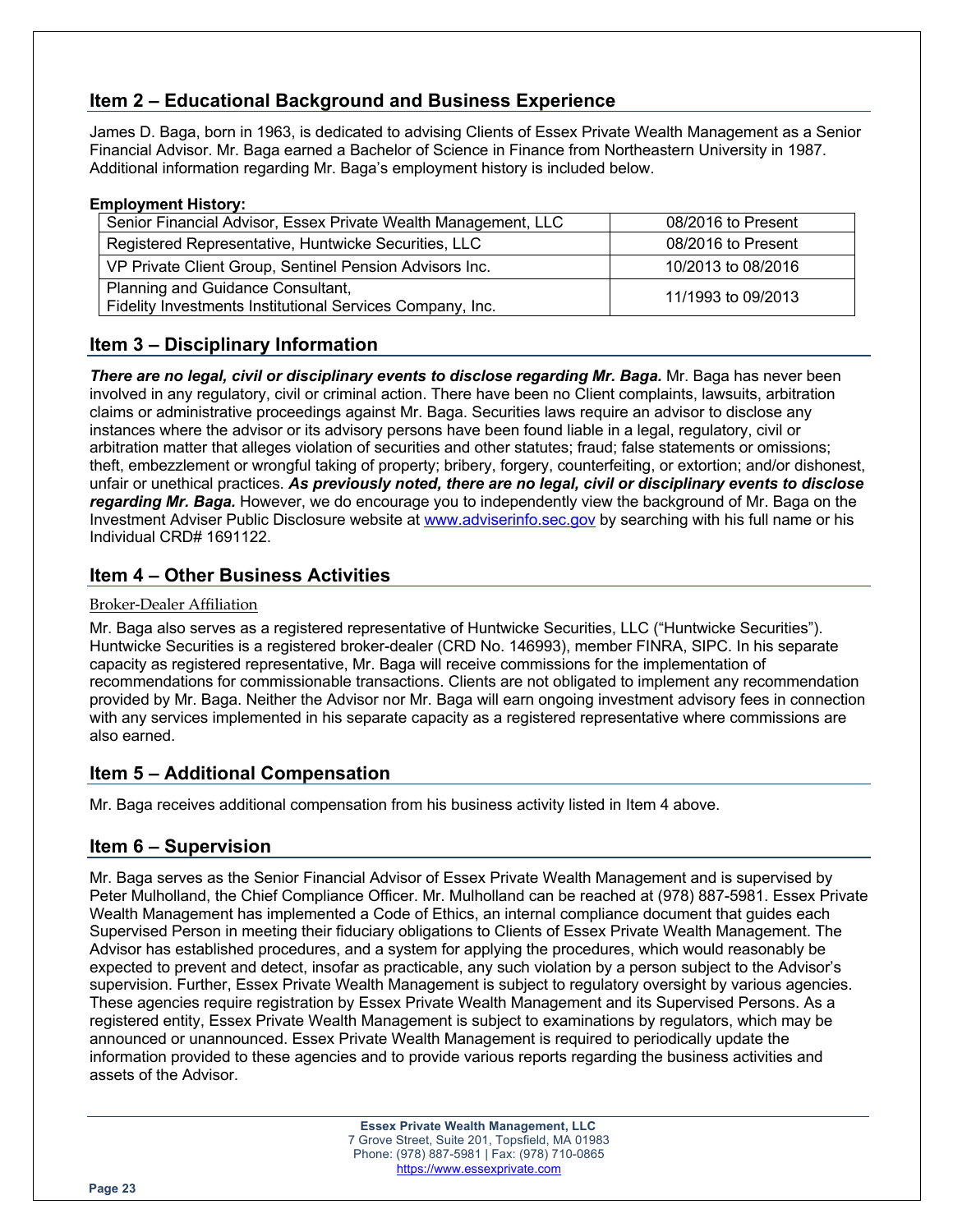## Item 2 – Educational Background and Business Experience

James D. Baga, born in 1963, is dedicated to advising Clients of Essex Private Wealth Management as a Senior Financial Advisor. Mr. Baga earned a Bachelor of Science in Finance from Northeastern University in 1987. Additional information regarding Mr. Baga's employment history is included below.

**Employment History:**

| | |
|---|---|
| Senior Financial Advisor, Essex Private Wealth Management, LLC | 08/2016 to Present |
| Registered Representative, Huntwicke Securities, LLC | 08/2016 to Present |
| VP Private Client Group, Sentinel Pension Advisors Inc. | 10/2013 to 08/2016 |
| Planning and Guidance Consultant, Fidelity Investments Institutional Services Company, Inc. | 11/1993 to 09/2013 |

## Item 3 – Disciplinary Information

***There are no legal, civil or disciplinary events to disclose regarding Mr. Baga.*** Mr. Baga has never been involved in any regulatory, civil or criminal action. There have been no Client complaints, lawsuits, arbitration claims or administrative proceedings against Mr. Baga. Securities laws require an advisor to disclose any instances where the advisor or its advisory persons have been found liable in a legal, regulatory, civil or arbitration matter that alleges violation of securities and other statutes; fraud; false statements or omissions; theft, embezzlement or wrongful taking of property; bribery, forgery, counterfeiting, or extortion; and/or dishonest, unfair or unethical practices. ***As previously noted, there are no legal, civil or disciplinary events to disclose regarding Mr. Baga.*** However, we do encourage you to independently view the background of Mr. Baga on the Investment Adviser Public Disclosure website at www.adviserinfo.sec.gov by searching with his full name or his Individual CRD# 1691122.

## Item 4 – Other Business Activities

Broker-Dealer Affiliation

Mr. Baga also serves as a registered representative of Huntwicke Securities, LLC ("Huntwicke Securities"). Huntwicke Securities is a registered broker-dealer (CRD No. 146993), member FINRA, SIPC. In his separate capacity as registered representative, Mr. Baga will receive commissions for the implementation of recommendations for commissionable transactions. Clients are not obligated to implement any recommendation provided by Mr. Baga. Neither the Advisor nor Mr. Baga will earn ongoing investment advisory fees in connection with any services implemented in his separate capacity as a registered representative where commissions are also earned.

## Item 5 – Additional Compensation

Mr. Baga receives additional compensation from his business activity listed in Item 4 above.

## Item 6 – Supervision

Mr. Baga serves as the Senior Financial Advisor of Essex Private Wealth Management and is supervised by Peter Mulholland, the Chief Compliance Officer. Mr. Mulholland can be reached at (978) 887-5981. Essex Private Wealth Management has implemented a Code of Ethics, an internal compliance document that guides each Supervised Person in meeting their fiduciary obligations to Clients of Essex Private Wealth Management. The Advisor has established procedures, and a system for applying the procedures, which would reasonably be expected to prevent and detect, insofar as practicable, any such violation by a person subject to the Advisor's supervision. Further, Essex Private Wealth Management is subject to regulatory oversight by various agencies. These agencies require registration by Essex Private Wealth Management and its Supervised Persons. As a registered entity, Essex Private Wealth Management is subject to examinations by regulators, which may be announced or unannounced. Essex Private Wealth Management is required to periodically update the information provided to these agencies and to provide various reports regarding the business activities and assets of the Advisor.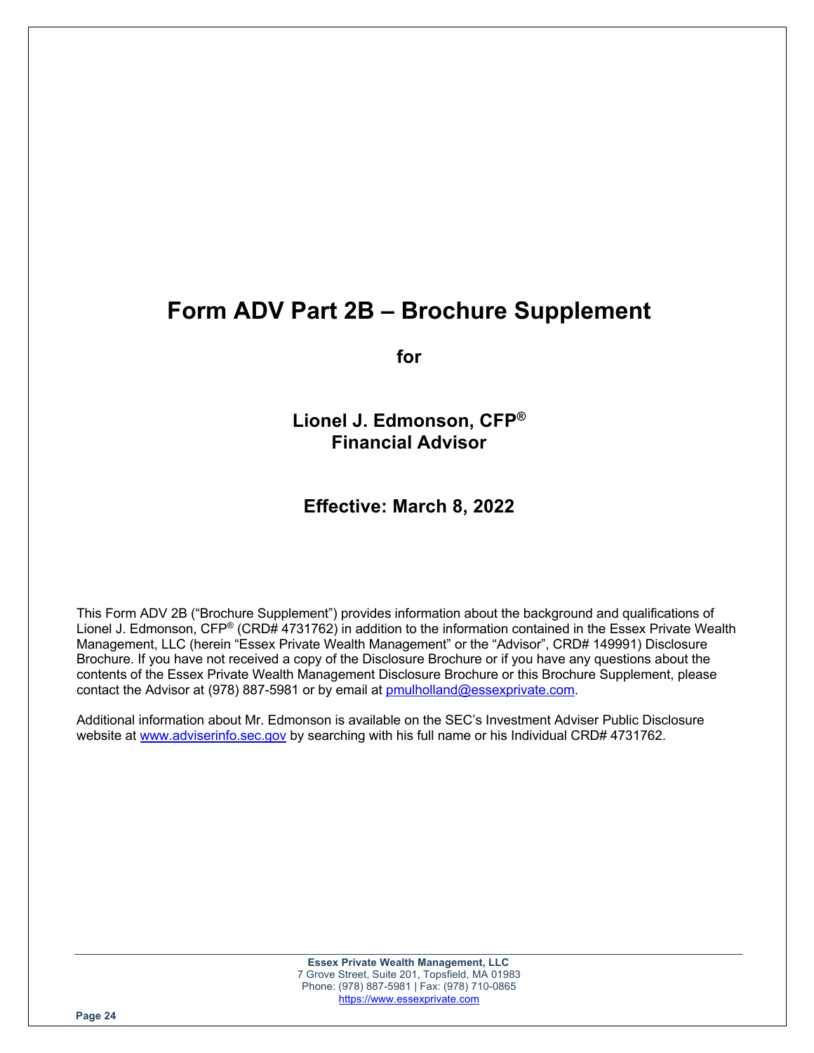# Form ADV Part 2B – Brochure Supplement

**for**

**Lionel J. Edmonson, CFP®**
**Financial Advisor**

**Effective: March 8, 2022**

This Form ADV 2B ("Brochure Supplement") provides information about the background and qualifications of Lionel J. Edmonson, CFP® (CRD# 4731762) in addition to the information contained in the Essex Private Wealth Management, LLC (herein "Essex Private Wealth Management" or the "Advisor", CRD# 149991) Disclosure Brochure. If you have not received a copy of the Disclosure Brochure or if you have any questions about the contents of the Essex Private Wealth Management Disclosure Brochure or this Brochure Supplement, please contact the Advisor at (978) 887-5981 or by email at pmulholland@essexprivate.com.

Additional information about Mr. Edmonson is available on the SEC's Investment Adviser Public Disclosure website at www.adviserinfo.sec.gov by searching with his full name or his Individual CRD# 4731762.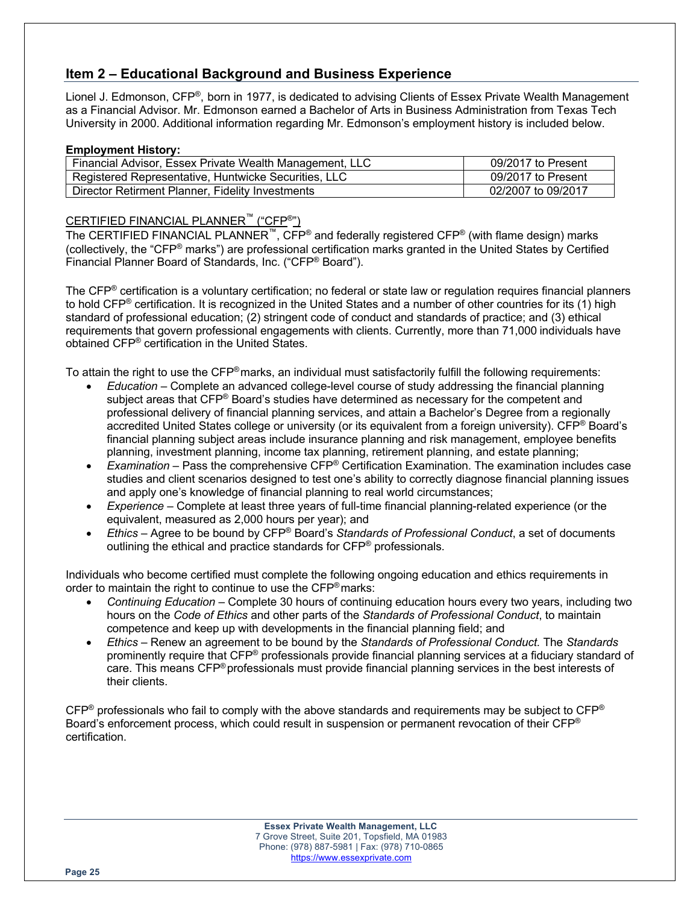## Item 2 – Educational Background and Business Experience

Lionel J. Edmonson, CFP®, born in 1977, is dedicated to advising Clients of Essex Private Wealth Management as a Financial Advisor. Mr. Edmonson earned a Bachelor of Arts in Business Administration from Texas Tech University in 2000. Additional information regarding Mr. Edmonson's employment history is included below.

**Employment History:**

| | |
|---|---|
| Financial Advisor, Essex Private Wealth Management, LLC | 09/2017 to Present |
| Registered Representative, Huntwicke Securities, LLC | 09/2017 to Present |
| Director Retirement Planner, Fidelity Investments | 02/2007 to 09/2017 |

CERTIFIED FINANCIAL PLANNER™ ("CFP®")

The CERTIFIED FINANCIAL PLANNER™, CFP® and federally registered CFP® (with flame design) marks (collectively, the "CFP® marks") are professional certification marks granted in the United States by Certified Financial Planner Board of Standards, Inc. ("CFP® Board").

The CFP® certification is a voluntary certification; no federal or state law or regulation requires financial planners to hold CFP® certification. It is recognized in the United States and a number of other countries for its (1) high standard of professional education; (2) stringent code of conduct and standards of practice; and (3) ethical requirements that govern professional engagements with clients. Currently, more than 71,000 individuals have obtained CFP® certification in the United States.

To attain the right to use the CFP® marks, an individual must satisfactorily fulfill the following requirements:

- *Education* – Complete an advanced college-level course of study addressing the financial planning subject areas that CFP® Board's studies have determined as necessary for the competent and professional delivery of financial planning services, and attain a Bachelor's Degree from a regionally accredited United States college or university (or its equivalent from a foreign university). CFP® Board's financial planning subject areas include insurance planning and risk management, employee benefits planning, investment planning, income tax planning, retirement planning, and estate planning;
- *Examination* – Pass the comprehensive CFP® Certification Examination. The examination includes case studies and client scenarios designed to test one's ability to correctly diagnose financial planning issues and apply one's knowledge of financial planning to real world circumstances;
- *Experience* – Complete at least three years of full-time financial planning-related experience (or the equivalent, measured as 2,000 hours per year); and
- *Ethics* – Agree to be bound by CFP® Board's *Standards of Professional Conduct*, a set of documents outlining the ethical and practice standards for CFP® professionals.

Individuals who become certified must complete the following ongoing education and ethics requirements in order to maintain the right to continue to use the CFP® marks:

- *Continuing Education* – Complete 30 hours of continuing education hours every two years, including two hours on the *Code of Ethics* and other parts of the *Standards of Professional Conduct*, to maintain competence and keep up with developments in the financial planning field; and
- *Ethics* – Renew an agreement to be bound by the *Standards of Professional Conduct*. The *Standards* prominently require that CFP® professionals provide financial planning services at a fiduciary standard of care. This means CFP® professionals must provide financial planning services in the best interests of their clients.

CFP® professionals who fail to comply with the above standards and requirements may be subject to CFP® Board's enforcement process, which could result in suspension or permanent revocation of their CFP® certification.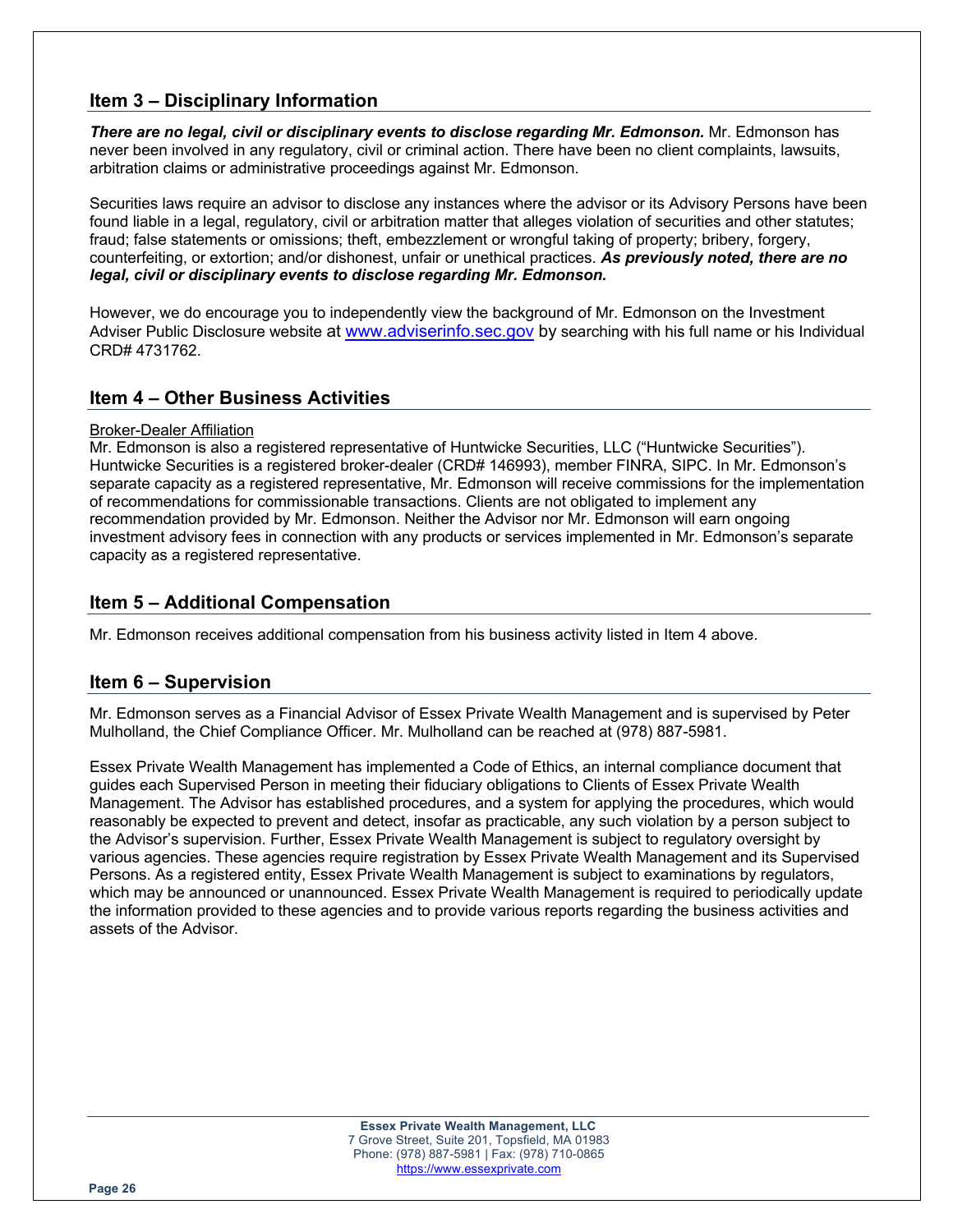## Item 3 – Disciplinary Information

***There are no legal, civil or disciplinary events to disclose regarding Mr. Edmonson.*** Mr. Edmonson has never been involved in any regulatory, civil or criminal action. There have been no client complaints, lawsuits, arbitration claims or administrative proceedings against Mr. Edmonson.

Securities laws require an advisor to disclose any instances where the advisor or its Advisory Persons have been found liable in a legal, regulatory, civil or arbitration matter that alleges violation of securities and other statutes; fraud; false statements or omissions; theft, embezzlement or wrongful taking of property; bribery, forgery, counterfeiting, or extortion; and/or dishonest, unfair or unethical practices. ***As previously noted, there are no legal, civil or disciplinary events to disclose regarding Mr. Edmonson.***

However, we do encourage you to independently view the background of Mr. Edmonson on the Investment Adviser Public Disclosure website at [www.adviserinfo.sec.gov](http://www.adviserinfo.sec.gov) by searching with his full name or his Individual CRD# 4731762.

## Item 4 – Other Business Activities

Broker-Dealer Affiliation

Mr. Edmonson is also a registered representative of Huntwicke Securities, LLC ("Huntwicke Securities"). Huntwicke Securities is a registered broker-dealer (CRD# 146993), member FINRA, SIPC. In Mr. Edmonson's separate capacity as a registered representative, Mr. Edmonson will receive commissions for the implementation of recommendations for commissionable transactions. Clients are not obligated to implement any recommendation provided by Mr. Edmonson. Neither the Advisor nor Mr. Edmonson will earn ongoing investment advisory fees in connection with any products or services implemented in Mr. Edmonson's separate capacity as a registered representative.

## Item 5 – Additional Compensation

Mr. Edmonson receives additional compensation from his business activity listed in Item 4 above.

## Item 6 – Supervision

Mr. Edmonson serves as a Financial Advisor of Essex Private Wealth Management and is supervised by Peter Mulholland, the Chief Compliance Officer. Mr. Mulholland can be reached at (978) 887-5981.

Essex Private Wealth Management has implemented a Code of Ethics, an internal compliance document that guides each Supervised Person in meeting their fiduciary obligations to Clients of Essex Private Wealth Management. The Advisor has established procedures, and a system for applying the procedures, which would reasonably be expected to prevent and detect, insofar as practicable, any such violation by a person subject to the Advisor's supervision. Further, Essex Private Wealth Management is subject to regulatory oversight by various agencies. These agencies require registration by Essex Private Wealth Management and its Supervised Persons. As a registered entity, Essex Private Wealth Management is subject to examinations by regulators, which may be announced or unannounced. Essex Private Wealth Management is required to periodically update the information provided to these agencies and to provide various reports regarding the business activities and assets of the Advisor.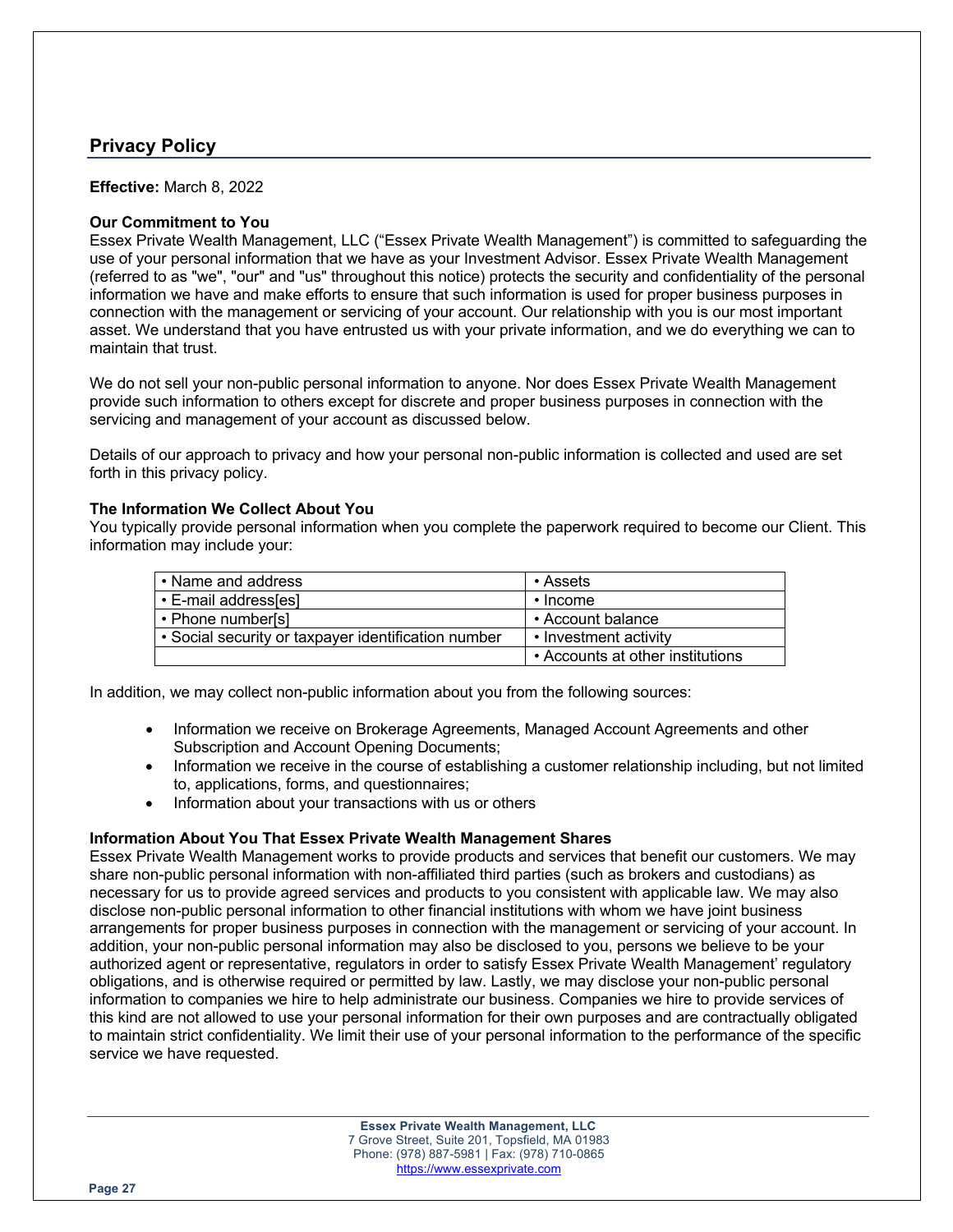## Privacy Policy

**Effective:** March 8, 2022

**Our Commitment to You**

Essex Private Wealth Management, LLC ("Essex Private Wealth Management") is committed to safeguarding the use of your personal information that we have as your Investment Advisor. Essex Private Wealth Management (referred to as "we", "our" and "us" throughout this notice) protects the security and confidentiality of the personal information we have and make efforts to ensure that such information is used for proper business purposes in connection with the management or servicing of your account. Our relationship with you is our most important asset. We understand that you have entrusted us with your private information, and we do everything we can to maintain that trust.

We do not sell your non-public personal information to anyone. Nor does Essex Private Wealth Management provide such information to others except for discrete and proper business purposes in connection with the servicing and management of your account as discussed below.

Details of our approach to privacy and how your personal non-public information is collected and used are set forth in this privacy policy.

**The Information We Collect About You**

You typically provide personal information when you complete the paperwork required to become our Client. This information may include your:

| | |
|---|---|
| • Name and address | • Assets |
| • E-mail address[es] | • Income |
| • Phone number[s] | • Account balance |
| • Social security or taxpayer identification number | • Investment activity |
| | • Accounts at other institutions |

In addition, we may collect non-public information about you from the following sources:

- Information we receive on Brokerage Agreements, Managed Account Agreements and other Subscription and Account Opening Documents;
- Information we receive in the course of establishing a customer relationship including, but not limited to, applications, forms, and questionnaires;
- Information about your transactions with us or others

**Information About You That Essex Private Wealth Management Shares**

Essex Private Wealth Management works to provide products and services that benefit our customers. We may share non-public personal information with non-affiliated third parties (such as brokers and custodians) as necessary for us to provide agreed services and products to you consistent with applicable law. We may also disclose non-public personal information to other financial institutions with whom we have joint business arrangements for proper business purposes in connection with the management or servicing of your account. In addition, your non-public personal information may also be disclosed to you, persons we believe to be your authorized agent or representative, regulators in order to satisfy Essex Private Wealth Management' regulatory obligations, and is otherwise required or permitted by law. Lastly, we may disclose your non-public personal information to companies we hire to help administrate our business. Companies we hire to provide services of this kind are not allowed to use your personal information for their own purposes and are contractually obligated to maintain strict confidentiality. We limit their use of your personal information to the performance of the specific service we have requested.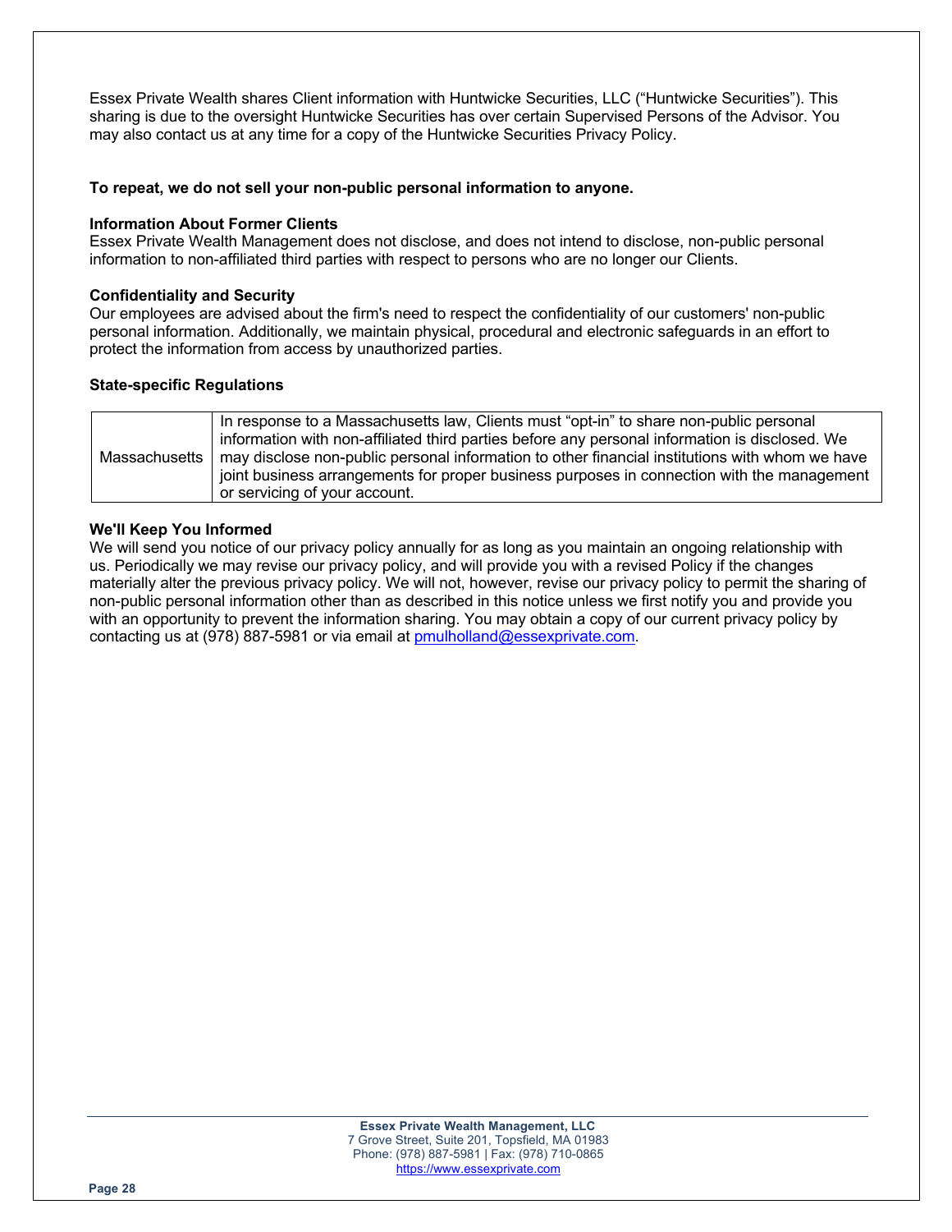Essex Private Wealth shares Client information with Huntwicke Securities, LLC ("Huntwicke Securities"). This sharing is due to the oversight Huntwicke Securities has over certain Supervised Persons of the Advisor. You may also contact us at any time for a copy of the Huntwicke Securities Privacy Policy.

**To repeat, we do not sell your non-public personal information to anyone.**

**Information About Former Clients**

Essex Private Wealth Management does not disclose, and does not intend to disclose, non-public personal information to non-affiliated third parties with respect to persons who are no longer our Clients.

**Confidentiality and Security**

Our employees are advised about the firm's need to respect the confidentiality of our customers' non-public personal information. Additionally, we maintain physical, procedural and electronic safeguards in an effort to protect the information from access by unauthorized parties.

**State-specific Regulations**

| | |
|---|---|
| Massachusetts | In response to a Massachusetts law, Clients must "opt-in" to share non-public personal information with non-affiliated third parties before any personal information is disclosed. We may disclose non-public personal information to other financial institutions with whom we have joint business arrangements for proper business purposes in connection with the management or servicing of your account. |

**We'll Keep You Informed**

We will send you notice of our privacy policy annually for as long as you maintain an ongoing relationship with us. Periodically we may revise our privacy policy, and will provide you with a revised Policy if the changes materially alter the previous privacy policy. We will not, however, revise our privacy policy to permit the sharing of non-public personal information other than as described in this notice unless we first notify you and provide you with an opportunity to prevent the information sharing. You may obtain a copy of our current privacy policy by contacting us at (978) 887-5981 or via email at pmulholland@essexprivate.com.